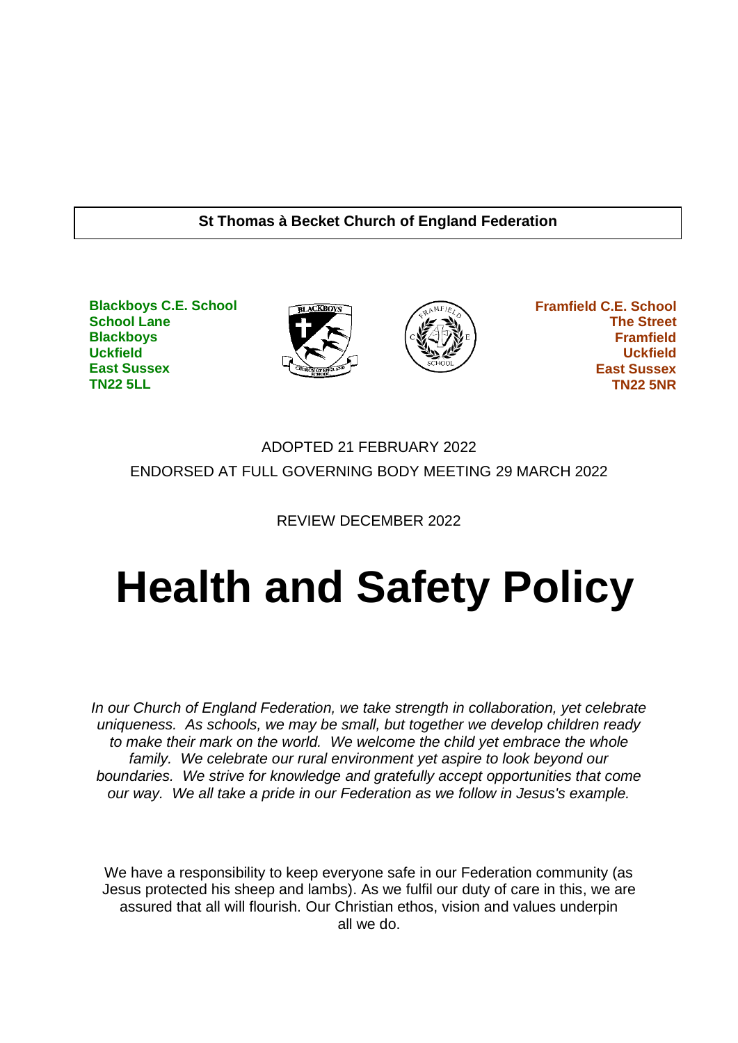**St Thomas à Becket Church of England Federation**

**Blackboys C.E. School**
**School Lane**
**Blackboys**
**Uckfield**
**East Sussex**
**TN22 5LL**

**Framfield C.E. School**
**The Street**
**Framfield**
**Uckfield**
**East Sussex**
**TN22 5NR**

ADOPTED 21 FEBRUARY 2022

ENDORSED AT FULL GOVERNING BODY MEETING 29 MARCH 2022

REVIEW DECEMBER 2022

# Health and Safety Policy

*In our Church of England Federation, we take strength in collaboration, yet celebrate uniqueness. As schools, we may be small, but together we develop children ready to make their mark on the world. We welcome the child yet embrace the whole family. We celebrate our rural environment yet aspire to look beyond our boundaries. We strive for knowledge and gratefully accept opportunities that come our way. We all take a pride in our Federation as we follow in Jesus's example.*

We have a responsibility to keep everyone safe in our Federation community (as Jesus protected his sheep and lambs). As we fulfil our duty of care in this, we are assured that all will flourish. Our Christian ethos, vision and values underpin all we do.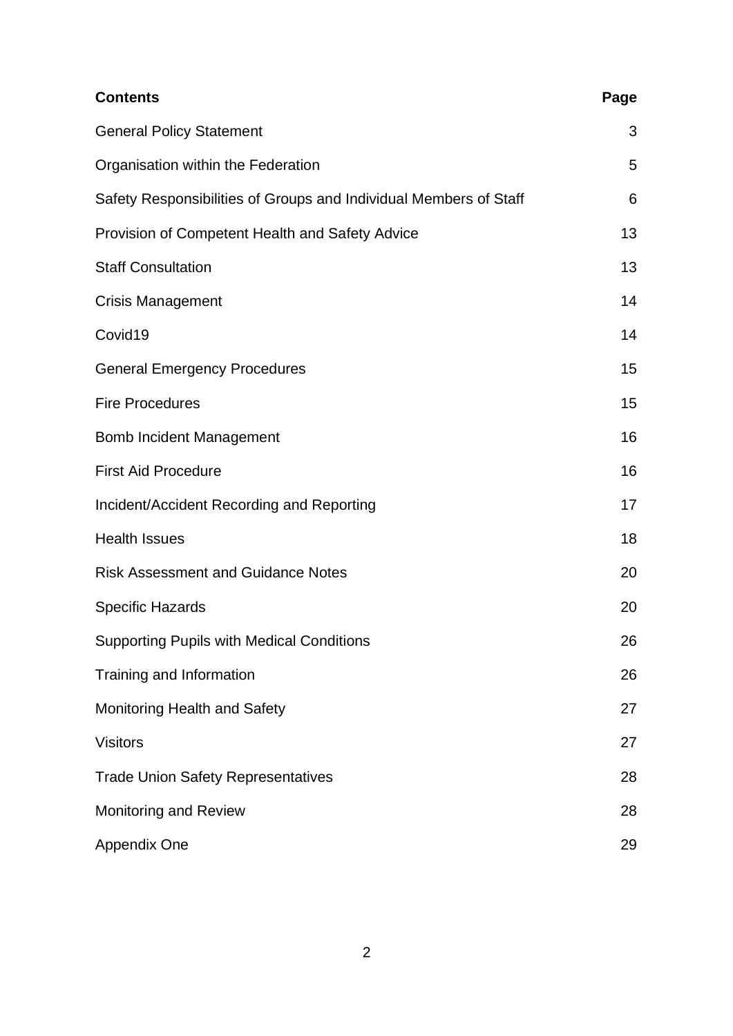| **Contents** | **Page** |
|---|---|
| General Policy Statement | 3 |
| Organisation within the Federation | 5 |
| Safety Responsibilities of Groups and Individual Members of Staff | 6 |
| Provision of Competent Health and Safety Advice | 13 |
| Staff Consultation | 13 |
| Crisis Management | 14 |
| Covid19 | 14 |
| General Emergency Procedures | 15 |
| Fire Procedures | 15 |
| Bomb Incident Management | 16 |
| First Aid Procedure | 16 |
| Incident/Accident Recording and Reporting | 17 |
| Health Issues | 18 |
| Risk Assessment and Guidance Notes | 20 |
| Specific Hazards | 20 |
| Supporting Pupils with Medical Conditions | 26 |
| Training and Information | 26 |
| Monitoring Health and Safety | 27 |
| Visitors | 27 |
| Trade Union Safety Representatives | 28 |
| Monitoring and Review | 28 |
| Appendix One | 29 |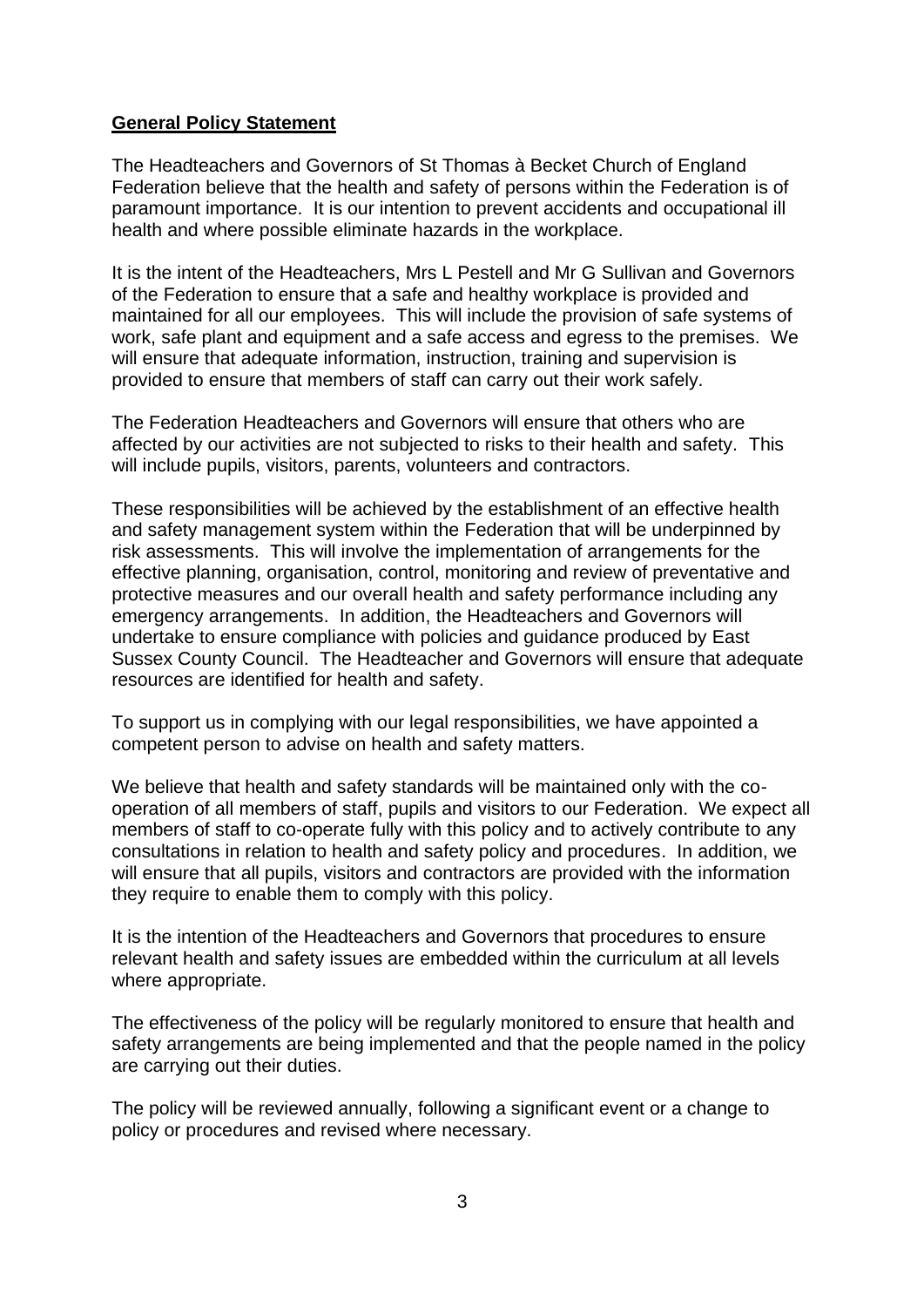## General Policy Statement

The Headteachers and Governors of St Thomas à Becket Church of England Federation believe that the health and safety of persons within the Federation is of paramount importance. It is our intention to prevent accidents and occupational ill health and where possible eliminate hazards in the workplace.

It is the intent of the Headteachers, Mrs L Pestell and Mr G Sullivan and Governors of the Federation to ensure that a safe and healthy workplace is provided and maintained for all our employees. This will include the provision of safe systems of work, safe plant and equipment and a safe access and egress to the premises. We will ensure that adequate information, instruction, training and supervision is provided to ensure that members of staff can carry out their work safely.

The Federation Headteachers and Governors will ensure that others who are affected by our activities are not subjected to risks to their health and safety. This will include pupils, visitors, parents, volunteers and contractors.

These responsibilities will be achieved by the establishment of an effective health and safety management system within the Federation that will be underpinned by risk assessments. This will involve the implementation of arrangements for the effective planning, organisation, control, monitoring and review of preventative and protective measures and our overall health and safety performance including any emergency arrangements. In addition, the Headteachers and Governors will undertake to ensure compliance with policies and guidance produced by East Sussex County Council. The Headteacher and Governors will ensure that adequate resources are identified for health and safety.

To support us in complying with our legal responsibilities, we have appointed a competent person to advise on health and safety matters.

We believe that health and safety standards will be maintained only with the co-operation of all members of staff, pupils and visitors to our Federation. We expect all members of staff to co-operate fully with this policy and to actively contribute to any consultations in relation to health and safety policy and procedures. In addition, we will ensure that all pupils, visitors and contractors are provided with the information they require to enable them to comply with this policy.

It is the intention of the Headteachers and Governors that procedures to ensure relevant health and safety issues are embedded within the curriculum at all levels where appropriate.

The effectiveness of the policy will be regularly monitored to ensure that health and safety arrangements are being implemented and that the people named in the policy are carrying out their duties.

The policy will be reviewed annually, following a significant event or a change to policy or procedures and revised where necessary.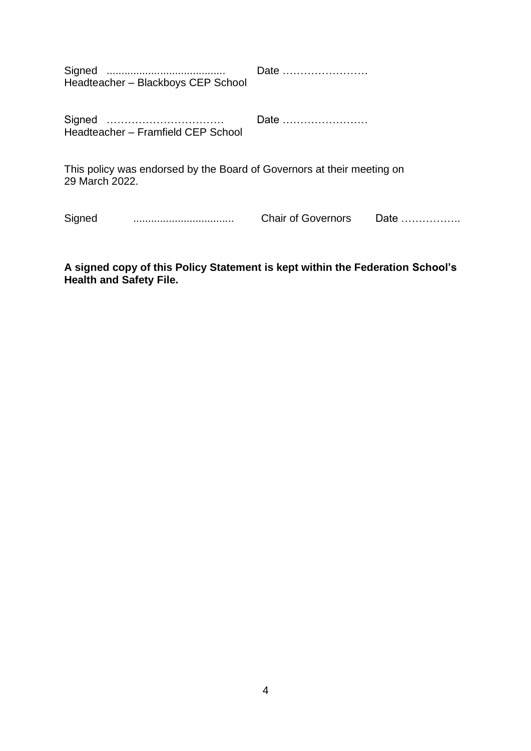Signed ........................................ Date ……………………
Headteacher – Blackboys CEP School

Signed …………………………… Date ……………………
Headteacher – Framfield CEP School

This policy was endorsed by the Board of Governors at their meeting on 29 March 2022.

Signed .................................. Chair of Governors Date ……………..

**A signed copy of this Policy Statement is kept within the Federation School's Health and Safety File.**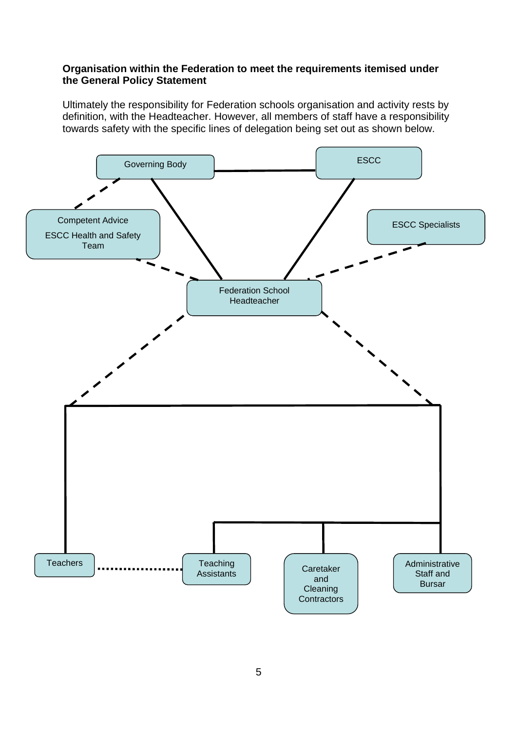**Organisation within the Federation to meet the requirements itemised under the General Policy Statement**

Ultimately the responsibility for Federation schools organisation and activity rests by definition, with the Headteacher. However, all members of staff have a responsibility towards safety with the specific lines of delegation being set out as shown below.

Governing Body

ESCC

Competent Advice

ESCC Health and Safety Team

ESCC Specialists

Federation School Headteacher

Teachers

Teaching Assistants

Caretaker and Cleaning Contractors

Administrative Staff and Bursar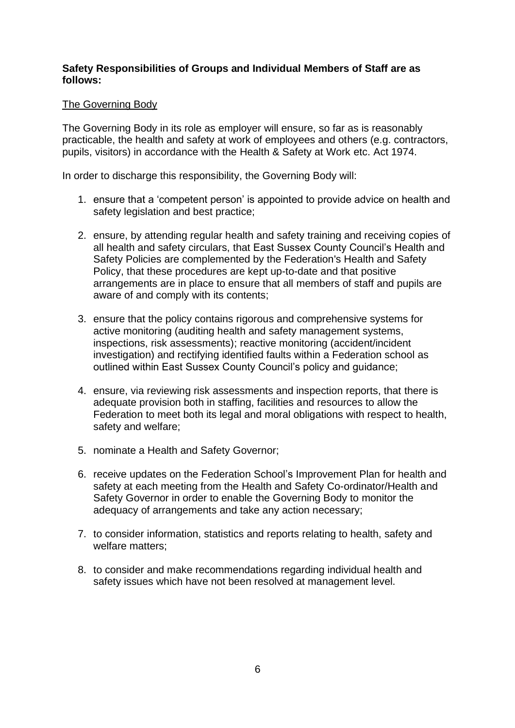**Safety Responsibilities of Groups and Individual Members of Staff are as follows:**

<u>The Governing Body</u>

The Governing Body in its role as employer will ensure, so far as is reasonably practicable, the health and safety at work of employees and others (e.g. contractors, pupils, visitors) in accordance with the Health & Safety at Work etc. Act 1974.

In order to discharge this responsibility, the Governing Body will:

1. ensure that a 'competent person' is appointed to provide advice on health and safety legislation and best practice;

2. ensure, by attending regular health and safety training and receiving copies of all health and safety circulars, that East Sussex County Council's Health and Safety Policies are complemented by the Federation's Health and Safety Policy, that these procedures are kept up-to-date and that positive arrangements are in place to ensure that all members of staff and pupils are aware of and comply with its contents;

3. ensure that the policy contains rigorous and comprehensive systems for active monitoring (auditing health and safety management systems, inspections, risk assessments); reactive monitoring (accident/incident investigation) and rectifying identified faults within a Federation school as outlined within East Sussex County Council's policy and guidance;

4. ensure, via reviewing risk assessments and inspection reports, that there is adequate provision both in staffing, facilities and resources to allow the Federation to meet both its legal and moral obligations with respect to health, safety and welfare;

5. nominate a Health and Safety Governor;

6. receive updates on the Federation School's Improvement Plan for health and safety at each meeting from the Health and Safety Co-ordinator/Health and Safety Governor in order to enable the Governing Body to monitor the adequacy of arrangements and take any action necessary;

7. to consider information, statistics and reports relating to health, safety and welfare matters;

8. to consider and make recommendations regarding individual health and safety issues which have not been resolved at management level.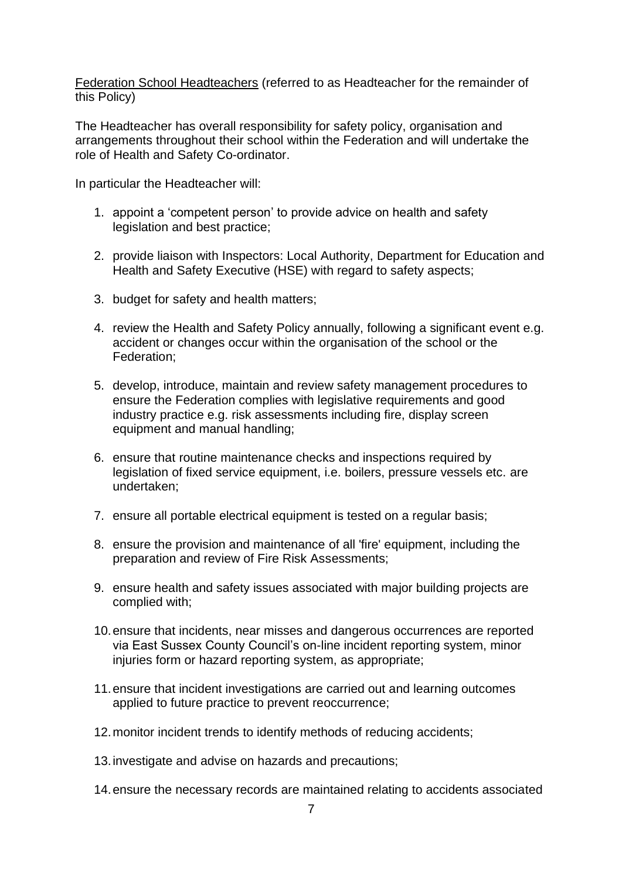Federation School Headteachers (referred to as Headteacher for the remainder of this Policy)

The Headteacher has overall responsibility for safety policy, organisation and arrangements throughout their school within the Federation and will undertake the role of Health and Safety Co-ordinator.

In particular the Headteacher will:

1. appoint a 'competent person' to provide advice on health and safety legislation and best practice;

2. provide liaison with Inspectors: Local Authority, Department for Education and Health and Safety Executive (HSE) with regard to safety aspects;

3. budget for safety and health matters;

4. review the Health and Safety Policy annually, following a significant event e.g. accident or changes occur within the organisation of the school or the Federation;

5. develop, introduce, maintain and review safety management procedures to ensure the Federation complies with legislative requirements and good industry practice e.g. risk assessments including fire, display screen equipment and manual handling;

6. ensure that routine maintenance checks and inspections required by legislation of fixed service equipment, i.e. boilers, pressure vessels etc. are undertaken;

7. ensure all portable electrical equipment is tested on a regular basis;

8. ensure the provision and maintenance of all 'fire' equipment, including the preparation and review of Fire Risk Assessments;

9. ensure health and safety issues associated with major building projects are complied with;

10. ensure that incidents, near misses and dangerous occurrences are reported via East Sussex County Council's on-line incident reporting system, minor injuries form or hazard reporting system, as appropriate;

11. ensure that incident investigations are carried out and learning outcomes applied to future practice to prevent reoccurrence;

12. monitor incident trends to identify methods of reducing accidents;

13. investigate and advise on hazards and precautions;

14. ensure the necessary records are maintained relating to accidents associated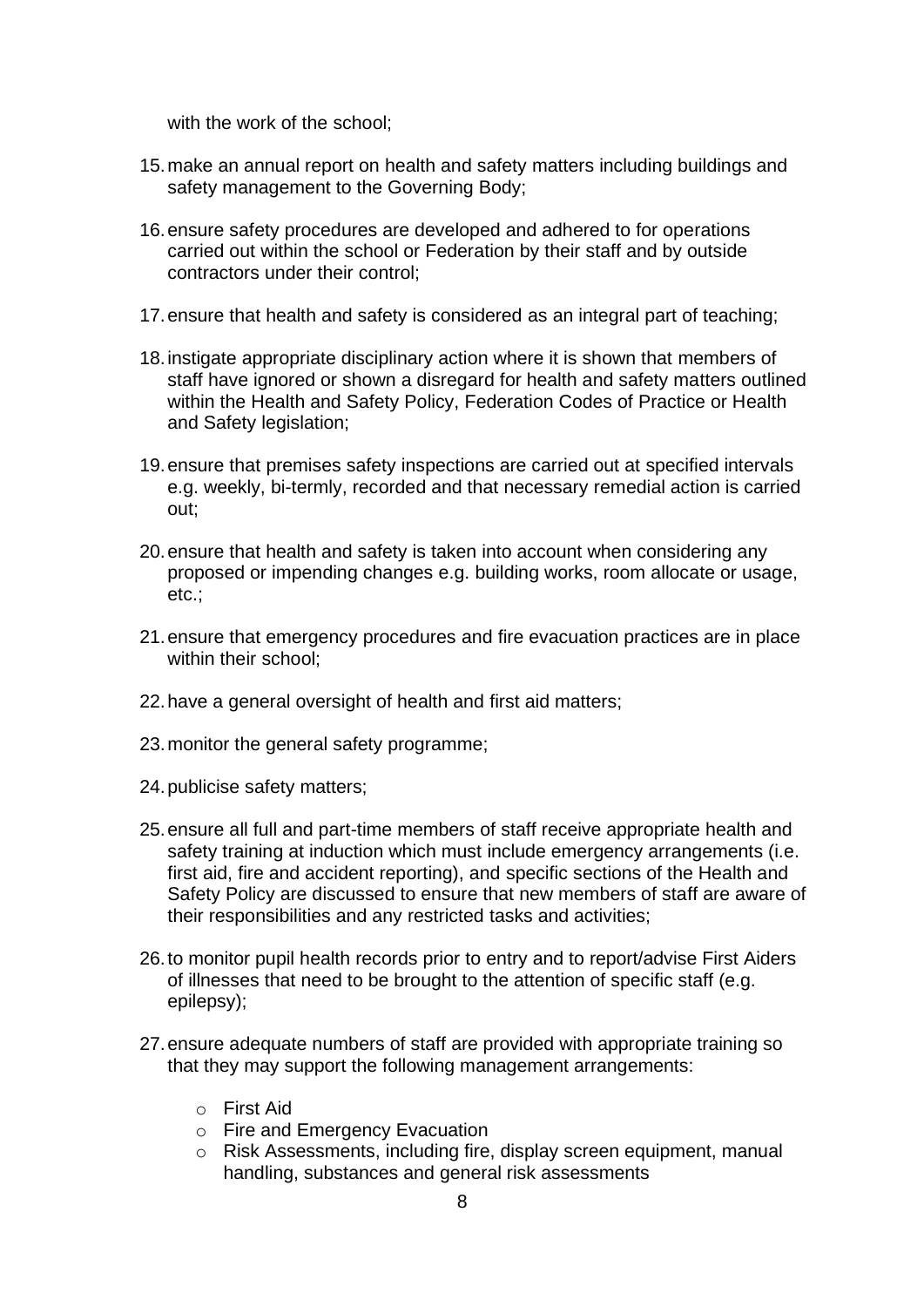with the work of the school;

15. make an annual report on health and safety matters including buildings and safety management to the Governing Body;

16. ensure safety procedures are developed and adhered to for operations carried out within the school or Federation by their staff and by outside contractors under their control;

17. ensure that health and safety is considered as an integral part of teaching;

18. instigate appropriate disciplinary action where it is shown that members of staff have ignored or shown a disregard for health and safety matters outlined within the Health and Safety Policy, Federation Codes of Practice or Health and Safety legislation;

19. ensure that premises safety inspections are carried out at specified intervals e.g. weekly, bi-termly, recorded and that necessary remedial action is carried out;

20. ensure that health and safety is taken into account when considering any proposed or impending changes e.g. building works, room allocate or usage, etc.;

21. ensure that emergency procedures and fire evacuation practices are in place within their school;

22. have a general oversight of health and first aid matters;

23. monitor the general safety programme;

24. publicise safety matters;

25. ensure all full and part-time members of staff receive appropriate health and safety training at induction which must include emergency arrangements (i.e. first aid, fire and accident reporting), and specific sections of the Health and Safety Policy are discussed to ensure that new members of staff are aware of their responsibilities and any restricted tasks and activities;

26. to monitor pupil health records prior to entry and to report/advise First Aiders of illnesses that need to be brought to the attention of specific staff (e.g. epilepsy);

27. ensure adequate numbers of staff are provided with appropriate training so that they may support the following management arrangements:

    - First Aid
    - Fire and Emergency Evacuation
    - Risk Assessments, including fire, display screen equipment, manual handling, substances and general risk assessments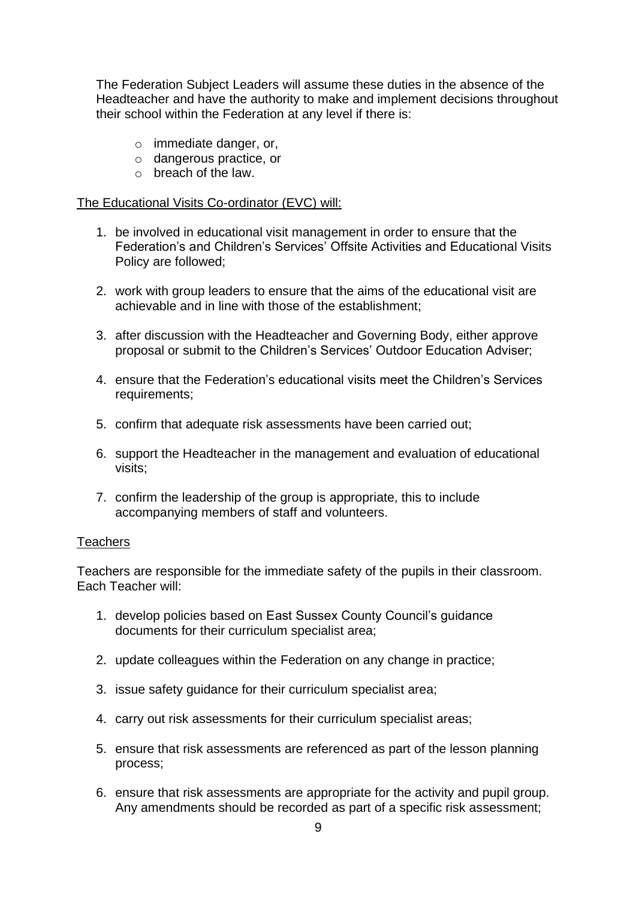The Federation Subject Leaders will assume these duties in the absence of the Headteacher and have the authority to make and implement decisions throughout their school within the Federation at any level if there is:

- immediate danger, or,
- dangerous practice, or
- breach of the law.

<u>The Educational Visits Co-ordinator (EVC) will:</u>

1. be involved in educational visit management in order to ensure that the Federation's and Children's Services' Offsite Activities and Educational Visits Policy are followed;

2. work with group leaders to ensure that the aims of the educational visit are achievable and in line with those of the establishment;

3. after discussion with the Headteacher and Governing Body, either approve proposal or submit to the Children's Services' Outdoor Education Adviser;

4. ensure that the Federation's educational visits meet the Children's Services requirements;

5. confirm that adequate risk assessments have been carried out;

6. support the Headteacher in the management and evaluation of educational visits;

7. confirm the leadership of the group is appropriate, this to include accompanying members of staff and volunteers.

<u>Teachers</u>

Teachers are responsible for the immediate safety of the pupils in their classroom. Each Teacher will:

1. develop policies based on East Sussex County Council's guidance documents for their curriculum specialist area;

2. update colleagues within the Federation on any change in practice;

3. issue safety guidance for their curriculum specialist area;

4. carry out risk assessments for their curriculum specialist areas;

5. ensure that risk assessments are referenced as part of the lesson planning process;

6. ensure that risk assessments are appropriate for the activity and pupil group. Any amendments should be recorded as part of a specific risk assessment;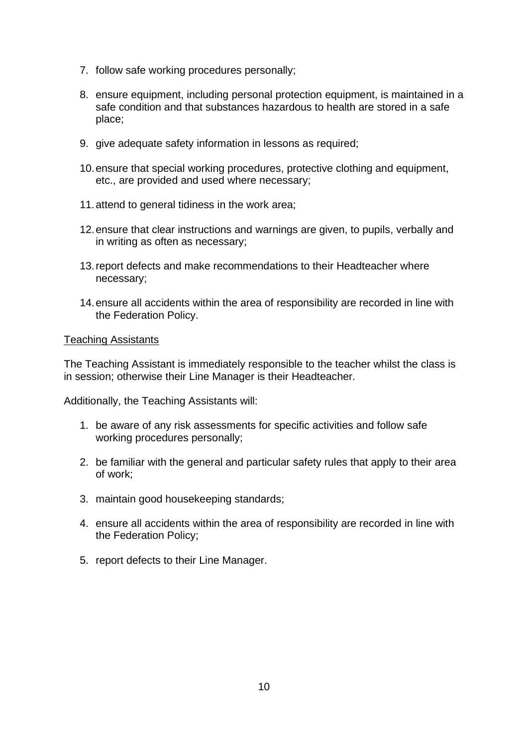7. follow safe working procedures personally;

8. ensure equipment, including personal protection equipment, is maintained in a safe condition and that substances hazardous to health are stored in a safe place;

9. give adequate safety information in lessons as required;

10. ensure that special working procedures, protective clothing and equipment, etc., are provided and used where necessary;

11. attend to general tidiness in the work area;

12. ensure that clear instructions and warnings are given, to pupils, verbally and in writing as often as necessary;

13. report defects and make recommendations to their Headteacher where necessary;

14. ensure all accidents within the area of responsibility are recorded in line with the Federation Policy.

<u>Teaching Assistants</u>

The Teaching Assistant is immediately responsible to the teacher whilst the class is in session; otherwise their Line Manager is their Headteacher.

Additionally, the Teaching Assistants will:

1. be aware of any risk assessments for specific activities and follow safe working procedures personally;

2. be familiar with the general and particular safety rules that apply to their area of work;

3. maintain good housekeeping standards;

4. ensure all accidents within the area of responsibility are recorded in line with the Federation Policy;

5. report defects to their Line Manager.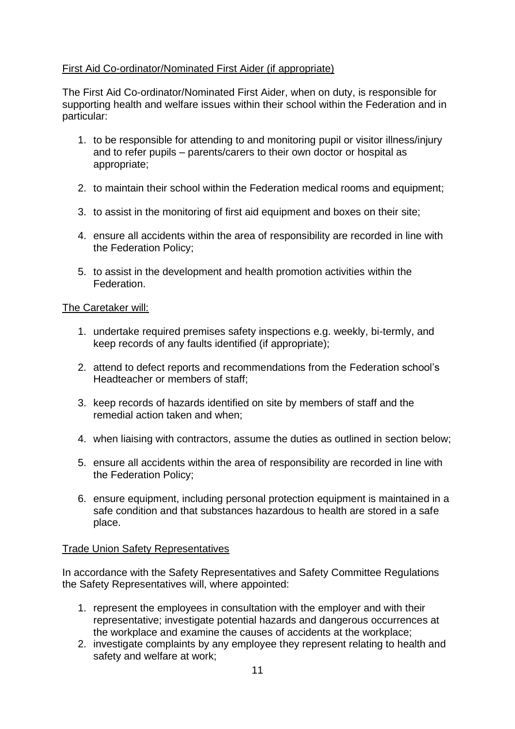<u>First Aid Co-ordinator/Nominated First Aider (if appropriate)</u>

The First Aid Co-ordinator/Nominated First Aider, when on duty, is responsible for supporting health and welfare issues within their school within the Federation and in particular:

1. to be responsible for attending to and monitoring pupil or visitor illness/injury and to refer pupils – parents/carers to their own doctor or hospital as appropriate;

2. to maintain their school within the Federation medical rooms and equipment;

3. to assist in the monitoring of first aid equipment and boxes on their site;

4. ensure all accidents within the area of responsibility are recorded in line with the Federation Policy;

5. to assist in the development and health promotion activities within the Federation.

<u>The Caretaker will:</u>

1. undertake required premises safety inspections e.g. weekly, bi-termly, and keep records of any faults identified (if appropriate);

2. attend to defect reports and recommendations from the Federation school's Headteacher or members of staff;

3. keep records of hazards identified on site by members of staff and the remedial action taken and when;

4. when liaising with contractors, assume the duties as outlined in section below;

5. ensure all accidents within the area of responsibility are recorded in line with the Federation Policy;

6. ensure equipment, including personal protection equipment is maintained in a safe condition and that substances hazardous to health are stored in a safe place.

<u>Trade Union Safety Representatives</u>

In accordance with the Safety Representatives and Safety Committee Regulations the Safety Representatives will, where appointed:

1. represent the employees in consultation with the employer and with their representative; investigate potential hazards and dangerous occurrences at the workplace and examine the causes of accidents at the workplace;
2. investigate complaints by any employee they represent relating to health and safety and welfare at work;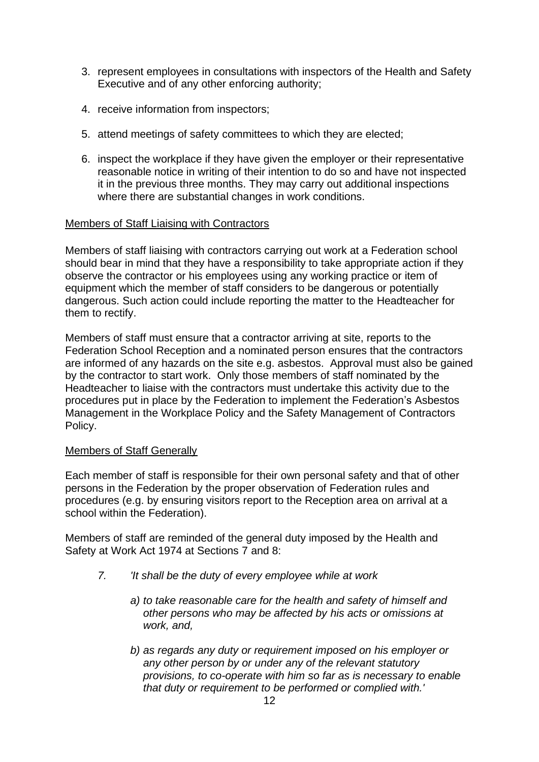3. represent employees in consultations with inspectors of the Health and Safety Executive and of any other enforcing authority;
4. receive information from inspectors;
5. attend meetings of safety committees to which they are elected;
6. inspect the workplace if they have given the employer or their representative reasonable notice in writing of their intention to do so and have not inspected it in the previous three months. They may carry out additional inspections where there are substantial changes in work conditions.

Members of Staff Liaising with Contractors

Members of staff liaising with contractors carrying out work at a Federation school should bear in mind that they have a responsibility to take appropriate action if they observe the contractor or his employees using any working practice or item of equipment which the member of staff considers to be dangerous or potentially dangerous. Such action could include reporting the matter to the Headteacher for them to rectify.

Members of staff must ensure that a contractor arriving at site, reports to the Federation School Reception and a nominated person ensures that the contractors are informed of any hazards on the site e.g. asbestos. Approval must also be gained by the contractor to start work. Only those members of staff nominated by the Headteacher to liaise with the contractors must undertake this activity due to the procedures put in place by the Federation to implement the Federation's Asbestos Management in the Workplace Policy and the Safety Management of Contractors Policy.

Members of Staff Generally

Each member of staff is responsible for their own personal safety and that of other persons in the Federation by the proper observation of Federation rules and procedures (e.g. by ensuring visitors report to the Reception area on arrival at a school within the Federation).

Members of staff are reminded of the general duty imposed by the Health and Safety at Work Act 1974 at Sections 7 and 8:

*7. 'It shall be the duty of every employee while at work*

*a) to take reasonable care for the health and safety of himself and other persons who may be affected by his acts or omissions at work, and,*

*b) as regards any duty or requirement imposed on his employer or any other person by or under any of the relevant statutory provisions, to co-operate with him so far as is necessary to enable that duty or requirement to be performed or complied with.'*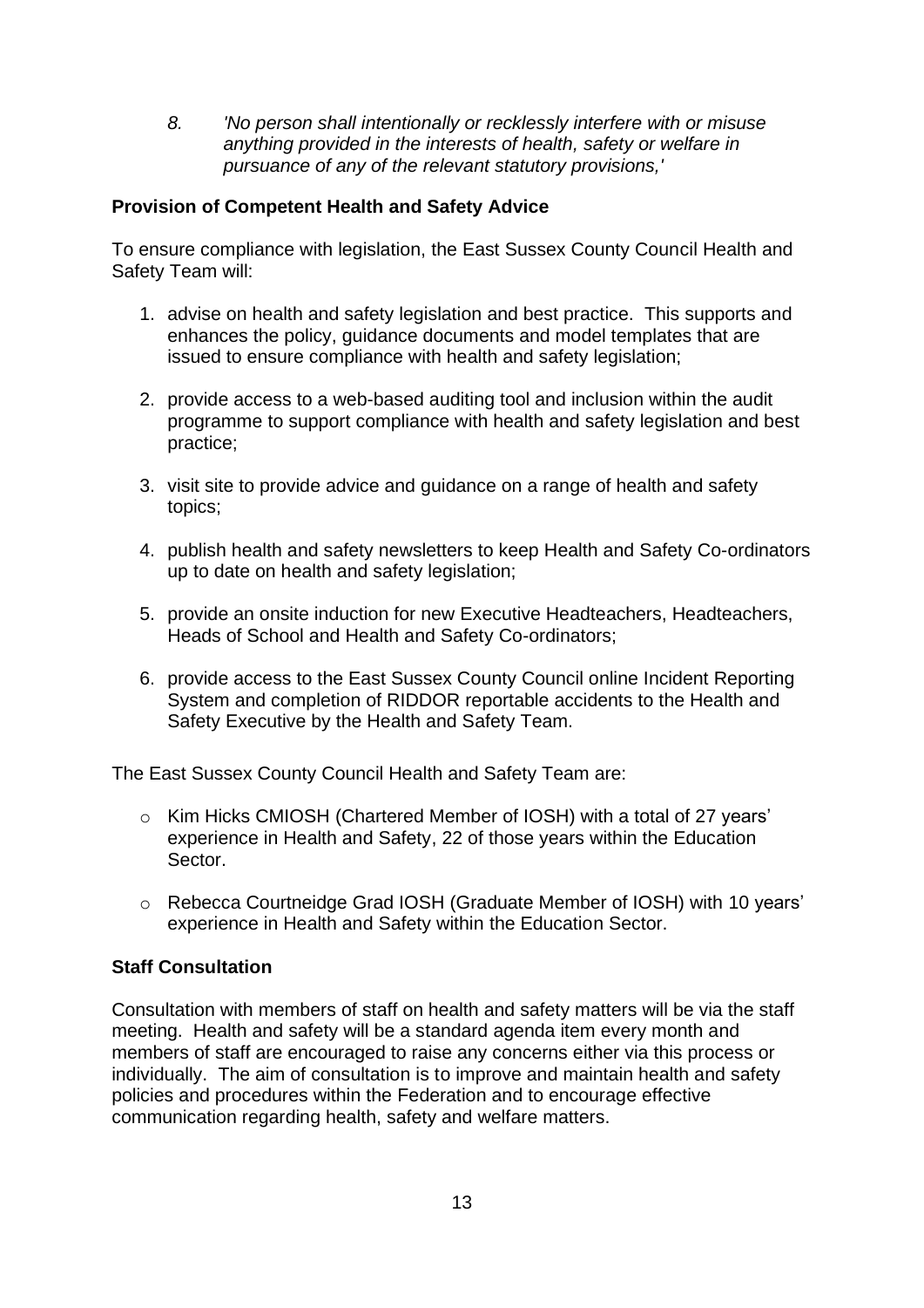8. *'No person shall intentionally or recklessly interfere with or misuse anything provided in the interests of health, safety or welfare in pursuance of any of the relevant statutory provisions,'*

**Provision of Competent Health and Safety Advice**

To ensure compliance with legislation, the East Sussex County Council Health and Safety Team will:

1. advise on health and safety legislation and best practice. This supports and enhances the policy, guidance documents and model templates that are issued to ensure compliance with health and safety legislation;

2. provide access to a web-based auditing tool and inclusion within the audit programme to support compliance with health and safety legislation and best practice;

3. visit site to provide advice and guidance on a range of health and safety topics;

4. publish health and safety newsletters to keep Health and Safety Co-ordinators up to date on health and safety legislation;

5. provide an onsite induction for new Executive Headteachers, Headteachers, Heads of School and Health and Safety Co-ordinators;

6. provide access to the East Sussex County Council online Incident Reporting System and completion of RIDDOR reportable accidents to the Health and Safety Executive by the Health and Safety Team.

The East Sussex County Council Health and Safety Team are:

- Kim Hicks CMIOSH (Chartered Member of IOSH) with a total of 27 years' experience in Health and Safety, 22 of those years within the Education Sector.

- Rebecca Courtneidge Grad IOSH (Graduate Member of IOSH) with 10 years' experience in Health and Safety within the Education Sector.

**Staff Consultation**

Consultation with members of staff on health and safety matters will be via the staff meeting. Health and safety will be a standard agenda item every month and members of staff are encouraged to raise any concerns either via this process or individually. The aim of consultation is to improve and maintain health and safety policies and procedures within the Federation and to encourage effective communication regarding health, safety and welfare matters.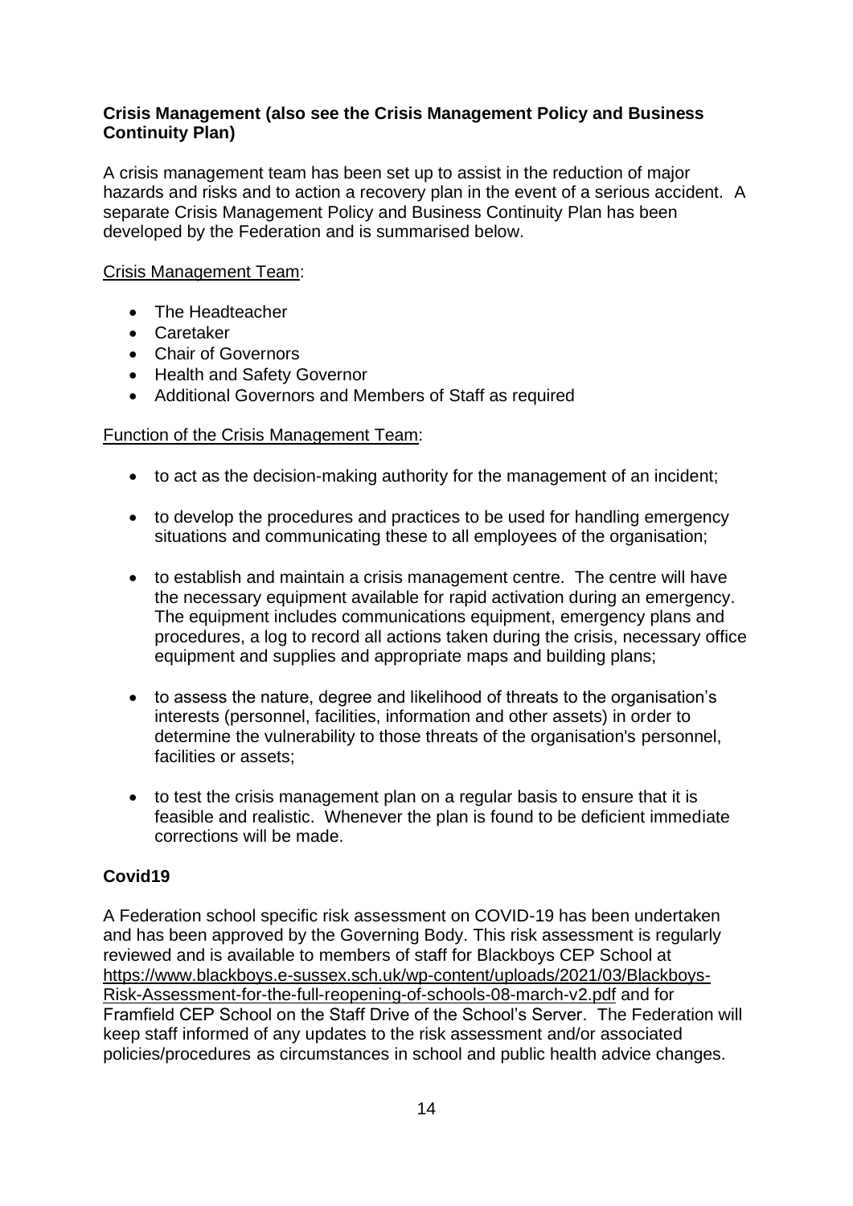**Crisis Management (also see the Crisis Management Policy and Business Continuity Plan)**

A crisis management team has been set up to assist in the reduction of major hazards and risks and to action a recovery plan in the event of a serious accident. A separate Crisis Management Policy and Business Continuity Plan has been developed by the Federation and is summarised below.

Crisis Management Team:

- The Headteacher
- Caretaker
- Chair of Governors
- Health and Safety Governor
- Additional Governors and Members of Staff as required

Function of the Crisis Management Team:

- to act as the decision-making authority for the management of an incident;
- to develop the procedures and practices to be used for handling emergency situations and communicating these to all employees of the organisation;
- to establish and maintain a crisis management centre. The centre will have the necessary equipment available for rapid activation during an emergency. The equipment includes communications equipment, emergency plans and procedures, a log to record all actions taken during the crisis, necessary office equipment and supplies and appropriate maps and building plans;
- to assess the nature, degree and likelihood of threats to the organisation's interests (personnel, facilities, information and other assets) in order to determine the vulnerability to those threats of the organisation's personnel, facilities or assets;
- to test the crisis management plan on a regular basis to ensure that it is feasible and realistic. Whenever the plan is found to be deficient immediate corrections will be made.

**Covid19**

A Federation school specific risk assessment on COVID-19 has been undertaken and has been approved by the Governing Body. This risk assessment is regularly reviewed and is available to members of staff for Blackboys CEP School at https://www.blackboys.e-sussex.sch.uk/wp-content/uploads/2021/03/Blackboys-Risk-Assessment-for-the-full-reopening-of-schools-08-march-v2.pdf and for Framfield CEP School on the Staff Drive of the School's Server. The Federation will keep staff informed of any updates to the risk assessment and/or associated policies/procedures as circumstances in school and public health advice changes.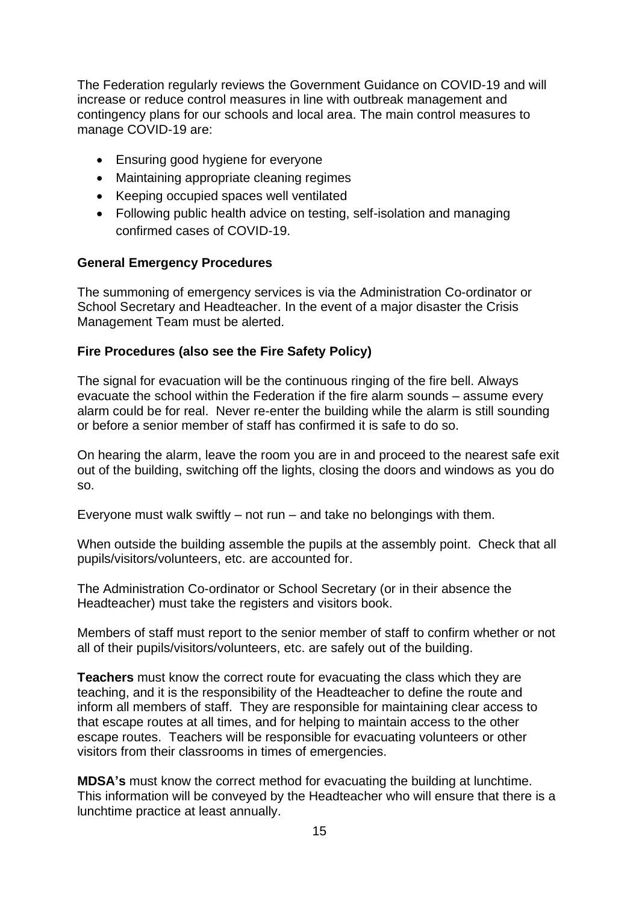The Federation regularly reviews the Government Guidance on COVID-19 and will increase or reduce control measures in line with outbreak management and contingency plans for our schools and local area. The main control measures to manage COVID-19 are:

- Ensuring good hygiene for everyone
- Maintaining appropriate cleaning regimes
- Keeping occupied spaces well ventilated
- Following public health advice on testing, self-isolation and managing confirmed cases of COVID-19.

**General Emergency Procedures**

The summoning of emergency services is via the Administration Co-ordinator or School Secretary and Headteacher. In the event of a major disaster the Crisis Management Team must be alerted.

**Fire Procedures (also see the Fire Safety Policy)**

The signal for evacuation will be the continuous ringing of the fire bell. Always evacuate the school within the Federation if the fire alarm sounds – assume every alarm could be for real. Never re-enter the building while the alarm is still sounding or before a senior member of staff has confirmed it is safe to do so.

On hearing the alarm, leave the room you are in and proceed to the nearest safe exit out of the building, switching off the lights, closing the doors and windows as you do so.

Everyone must walk swiftly – not run – and take no belongings with them.

When outside the building assemble the pupils at the assembly point. Check that all pupils/visitors/volunteers, etc. are accounted for.

The Administration Co-ordinator or School Secretary (or in their absence the Headteacher) must take the registers and visitors book.

Members of staff must report to the senior member of staff to confirm whether or not all of their pupils/visitors/volunteers, etc. are safely out of the building.

**Teachers** must know the correct route for evacuating the class which they are teaching, and it is the responsibility of the Headteacher to define the route and inform all members of staff. They are responsible for maintaining clear access to that escape routes at all times, and for helping to maintain access to the other escape routes. Teachers will be responsible for evacuating volunteers or other visitors from their classrooms in times of emergencies.

**MDSA's** must know the correct method for evacuating the building at lunchtime. This information will be conveyed by the Headteacher who will ensure that there is a lunchtime practice at least annually.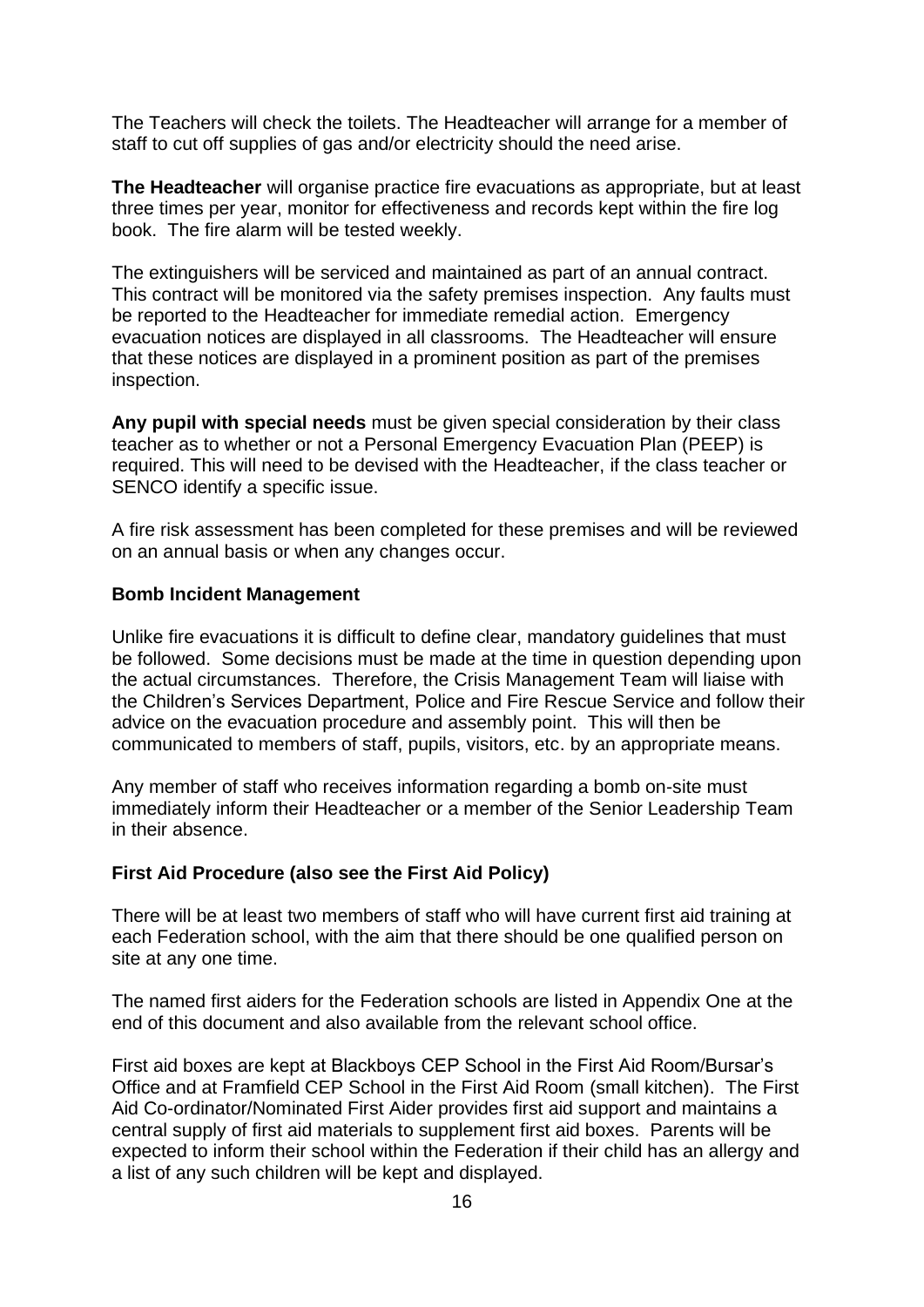The Teachers will check the toilets. The Headteacher will arrange for a member of staff to cut off supplies of gas and/or electricity should the need arise.

**The Headteacher** will organise practice fire evacuations as appropriate, but at least three times per year, monitor for effectiveness and records kept within the fire log book. The fire alarm will be tested weekly.

The extinguishers will be serviced and maintained as part of an annual contract. This contract will be monitored via the safety premises inspection. Any faults must be reported to the Headteacher for immediate remedial action. Emergency evacuation notices are displayed in all classrooms. The Headteacher will ensure that these notices are displayed in a prominent position as part of the premises inspection.

**Any pupil with special needs** must be given special consideration by their class teacher as to whether or not a Personal Emergency Evacuation Plan (PEEP) is required. This will need to be devised with the Headteacher, if the class teacher or SENCO identify a specific issue.

A fire risk assessment has been completed for these premises and will be reviewed on an annual basis or when any changes occur.

### Bomb Incident Management

Unlike fire evacuations it is difficult to define clear, mandatory guidelines that must be followed. Some decisions must be made at the time in question depending upon the actual circumstances. Therefore, the Crisis Management Team will liaise with the Children's Services Department, Police and Fire Rescue Service and follow their advice on the evacuation procedure and assembly point. This will then be communicated to members of staff, pupils, visitors, etc. by an appropriate means.

Any member of staff who receives information regarding a bomb on-site must immediately inform their Headteacher or a member of the Senior Leadership Team in their absence.

### First Aid Procedure (also see the First Aid Policy)

There will be at least two members of staff who will have current first aid training at each Federation school, with the aim that there should be one qualified person on site at any one time.

The named first aiders for the Federation schools are listed in Appendix One at the end of this document and also available from the relevant school office.

First aid boxes are kept at Blackboys CEP School in the First Aid Room/Bursar's Office and at Framfield CEP School in the First Aid Room (small kitchen). The First Aid Co-ordinator/Nominated First Aider provides first aid support and maintains a central supply of first aid materials to supplement first aid boxes. Parents will be expected to inform their school within the Federation if their child has an allergy and a list of any such children will be kept and displayed.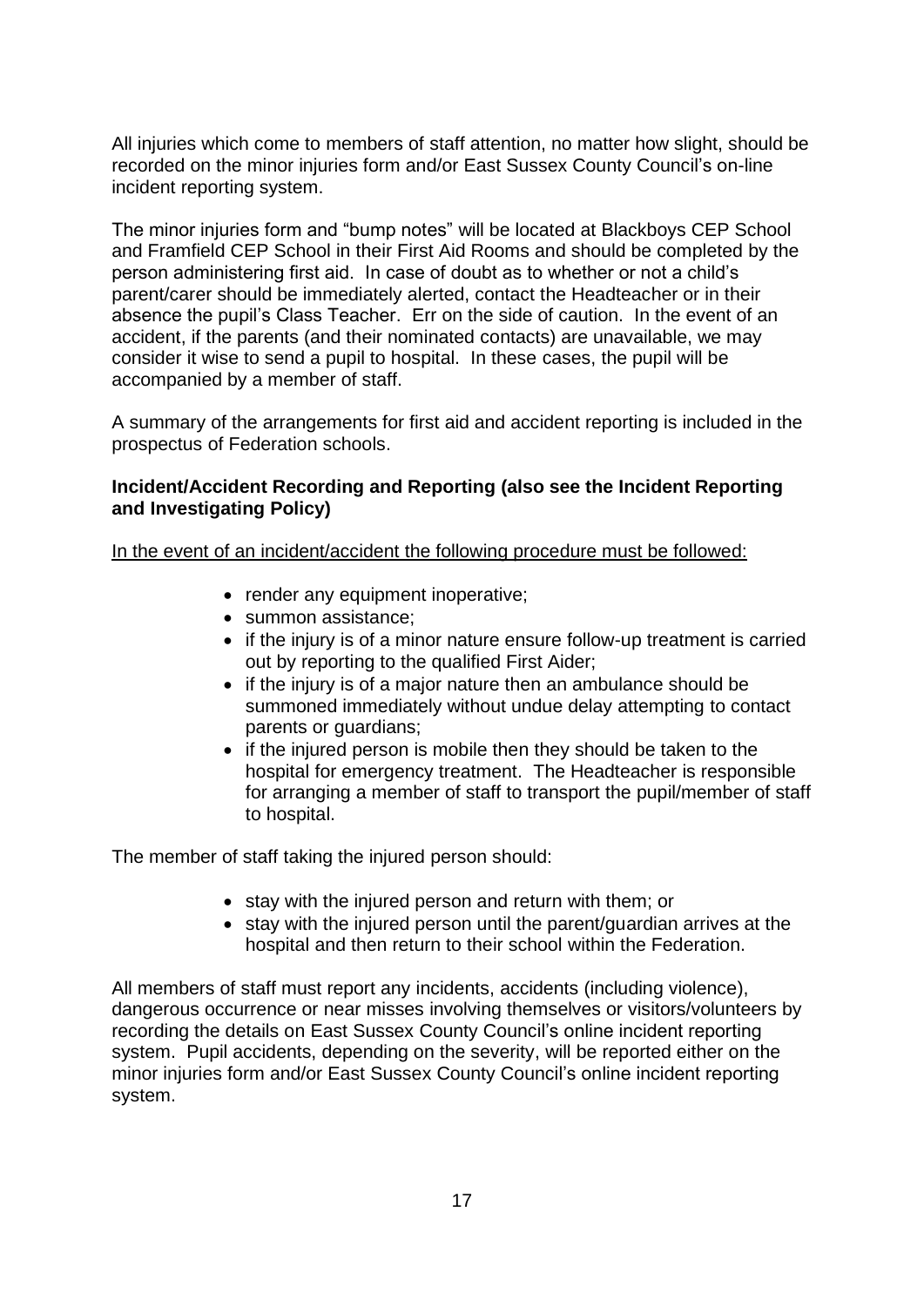All injuries which come to members of staff attention, no matter how slight, should be recorded on the minor injuries form and/or East Sussex County Council's on-line incident reporting system.

The minor injuries form and "bump notes" will be located at Blackboys CEP School and Framfield CEP School in their First Aid Rooms and should be completed by the person administering first aid. In case of doubt as to whether or not a child's parent/carer should be immediately alerted, contact the Headteacher or in their absence the pupil's Class Teacher. Err on the side of caution. In the event of an accident, if the parents (and their nominated contacts) are unavailable, we may consider it wise to send a pupil to hospital. In these cases, the pupil will be accompanied by a member of staff.

A summary of the arrangements for first aid and accident reporting is included in the prospectus of Federation schools.

**Incident/Accident Recording and Reporting (also see the Incident Reporting and Investigating Policy)**

<u>In the event of an incident/accident the following procedure must be followed:</u>

- render any equipment inoperative;
- summon assistance;
- if the injury is of a minor nature ensure follow-up treatment is carried out by reporting to the qualified First Aider;
- if the injury is of a major nature then an ambulance should be summoned immediately without undue delay attempting to contact parents or guardians;
- if the injured person is mobile then they should be taken to the hospital for emergency treatment. The Headteacher is responsible for arranging a member of staff to transport the pupil/member of staff to hospital.

The member of staff taking the injured person should:

- stay with the injured person and return with them; or
- stay with the injured person until the parent/guardian arrives at the hospital and then return to their school within the Federation.

All members of staff must report any incidents, accidents (including violence), dangerous occurrence or near misses involving themselves or visitors/volunteers by recording the details on East Sussex County Council's online incident reporting system. Pupil accidents, depending on the severity, will be reported either on the minor injuries form and/or East Sussex County Council's online incident reporting system.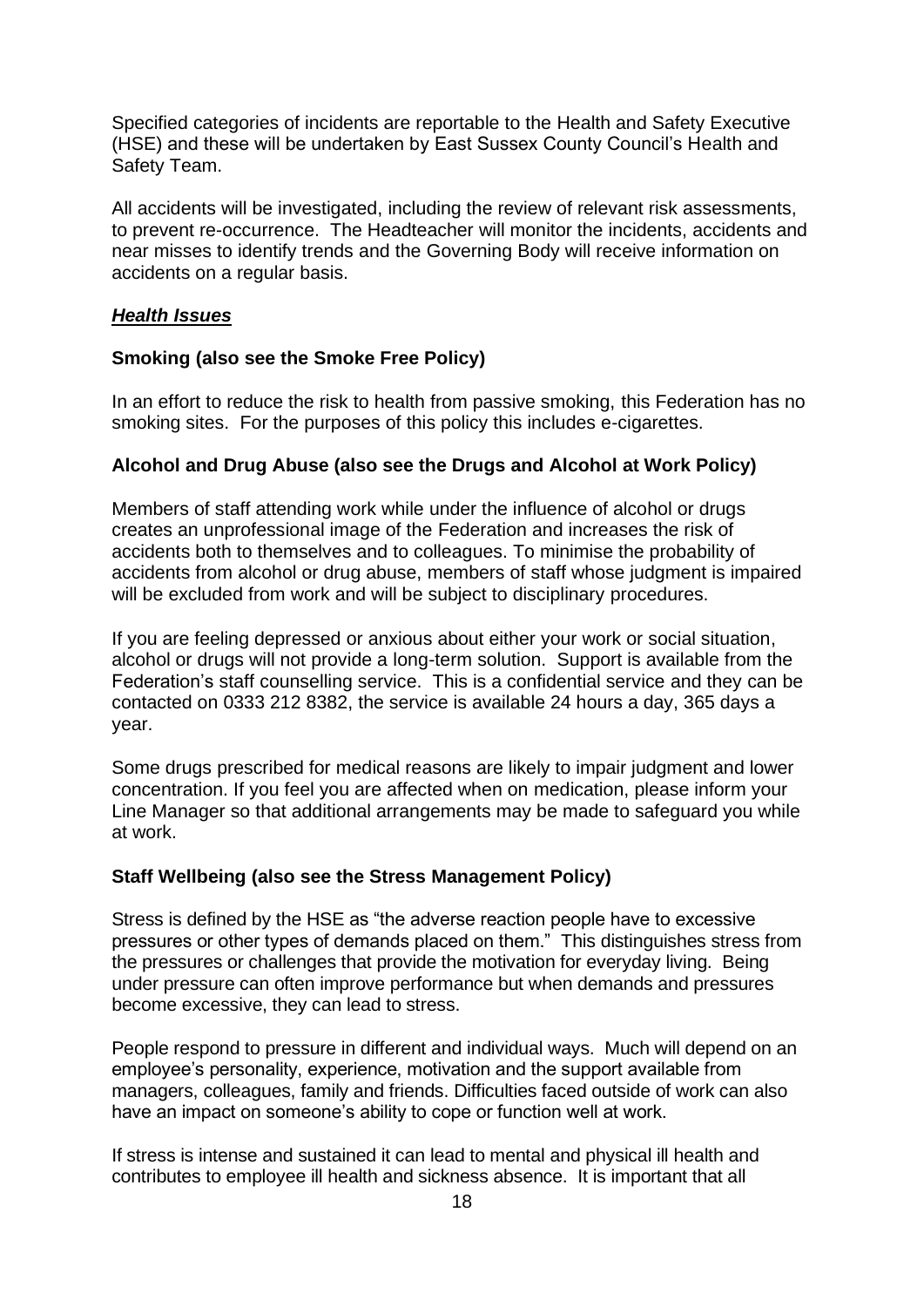Specified categories of incidents are reportable to the Health and Safety Executive (HSE) and these will be undertaken by East Sussex County Council's Health and Safety Team.

All accidents will be investigated, including the review of relevant risk assessments, to prevent re-occurrence. The Headteacher will monitor the incidents, accidents and near misses to identify trends and the Governing Body will receive information on accidents on a regular basis.

## ***Health Issues***

### **Smoking (also see the Smoke Free Policy)**

In an effort to reduce the risk to health from passive smoking, this Federation has no smoking sites. For the purposes of this policy this includes e-cigarettes.

### **Alcohol and Drug Abuse (also see the Drugs and Alcohol at Work Policy)**

Members of staff attending work while under the influence of alcohol or drugs creates an unprofessional image of the Federation and increases the risk of accidents both to themselves and to colleagues. To minimise the probability of accidents from alcohol or drug abuse, members of staff whose judgment is impaired will be excluded from work and will be subject to disciplinary procedures.

If you are feeling depressed or anxious about either your work or social situation, alcohol or drugs will not provide a long-term solution. Support is available from the Federation's staff counselling service. This is a confidential service and they can be contacted on 0333 212 8382, the service is available 24 hours a day, 365 days a year.

Some drugs prescribed for medical reasons are likely to impair judgment and lower concentration. If you feel you are affected when on medication, please inform your Line Manager so that additional arrangements may be made to safeguard you while at work.

### **Staff Wellbeing (also see the Stress Management Policy)**

Stress is defined by the HSE as "the adverse reaction people have to excessive pressures or other types of demands placed on them." This distinguishes stress from the pressures or challenges that provide the motivation for everyday living. Being under pressure can often improve performance but when demands and pressures become excessive, they can lead to stress.

People respond to pressure in different and individual ways. Much will depend on an employee's personality, experience, motivation and the support available from managers, colleagues, family and friends. Difficulties faced outside of work can also have an impact on someone's ability to cope or function well at work.

If stress is intense and sustained it can lead to mental and physical ill health and contributes to employee ill health and sickness absence. It is important that all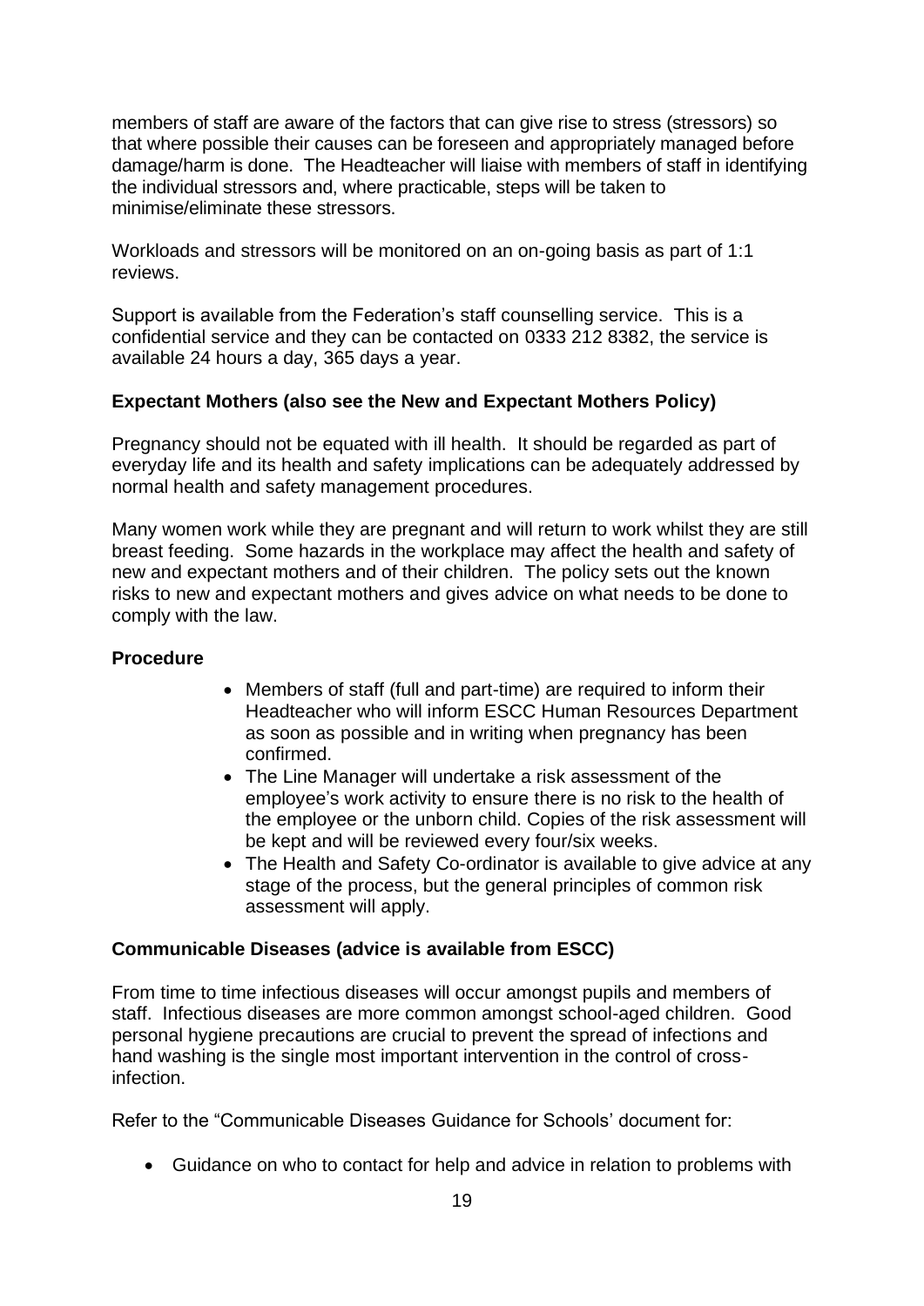members of staff are aware of the factors that can give rise to stress (stressors) so that where possible their causes can be foreseen and appropriately managed before damage/harm is done. The Headteacher will liaise with members of staff in identifying the individual stressors and, where practicable, steps will be taken to minimise/eliminate these stressors.

Workloads and stressors will be monitored on an on-going basis as part of 1:1 reviews.

Support is available from the Federation's staff counselling service. This is a confidential service and they can be contacted on 0333 212 8382, the service is available 24 hours a day, 365 days a year.

**Expectant Mothers (also see the New and Expectant Mothers Policy)**

Pregnancy should not be equated with ill health. It should be regarded as part of everyday life and its health and safety implications can be adequately addressed by normal health and safety management procedures.

Many women work while they are pregnant and will return to work whilst they are still breast feeding. Some hazards in the workplace may affect the health and safety of new and expectant mothers and of their children. The policy sets out the known risks to new and expectant mothers and gives advice on what needs to be done to comply with the law.

**Procedure**

- Members of staff (full and part-time) are required to inform their Headteacher who will inform ESCC Human Resources Department as soon as possible and in writing when pregnancy has been confirmed.
- The Line Manager will undertake a risk assessment of the employee's work activity to ensure there is no risk to the health of the employee or the unborn child. Copies of the risk assessment will be kept and will be reviewed every four/six weeks.
- The Health and Safety Co-ordinator is available to give advice at any stage of the process, but the general principles of common risk assessment will apply.

**Communicable Diseases (advice is available from ESCC)**

From time to time infectious diseases will occur amongst pupils and members of staff. Infectious diseases are more common amongst school-aged children. Good personal hygiene precautions are crucial to prevent the spread of infections and hand washing is the single most important intervention in the control of cross-infection.

Refer to the "Communicable Diseases Guidance for Schools' document for:

- Guidance on who to contact for help and advice in relation to problems with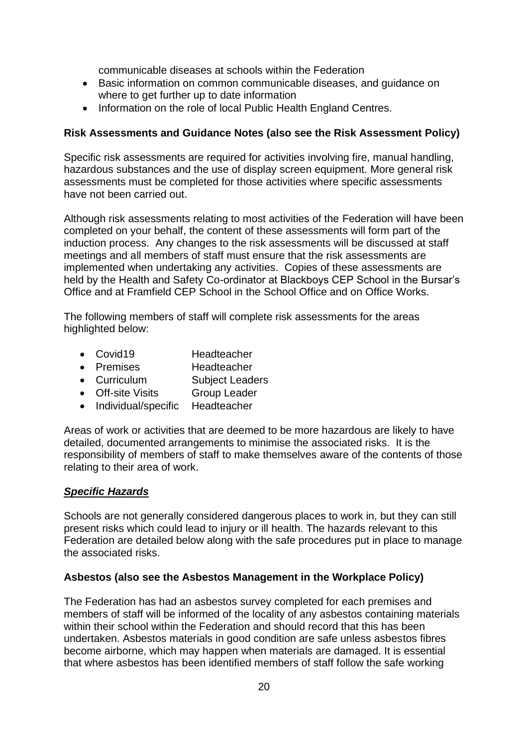communicable diseases at schools within the Federation

- Basic information on common communicable diseases, and guidance on where to get further up to date information
- Information on the role of local Public Health England Centres.

**Risk Assessments and Guidance Notes (also see the Risk Assessment Policy)**

Specific risk assessments are required for activities involving fire, manual handling, hazardous substances and the use of display screen equipment. More general risk assessments must be completed for those activities where specific assessments have not been carried out.

Although risk assessments relating to most activities of the Federation will have been completed on your behalf, the content of these assessments will form part of the induction process. Any changes to the risk assessments will be discussed at staff meetings and all members of staff must ensure that the risk assessments are implemented when undertaking any activities. Copies of these assessments are held by the Health and Safety Co-ordinator at Blackboys CEP School in the Bursar's Office and at Framfield CEP School in the School Office and on Office Works.

The following members of staff will complete risk assessments for the areas highlighted below:

- Covid19 Headteacher
- Premises Headteacher
- Curriculum Subject Leaders
- Off-site Visits Group Leader
- Individual/specific Headteacher

Areas of work or activities that are deemed to be more hazardous are likely to have detailed, documented arrangements to minimise the associated risks. It is the responsibility of members of staff to make themselves aware of the contents of those relating to their area of work.

***Specific Hazards***

Schools are not generally considered dangerous places to work in, but they can still present risks which could lead to injury or ill health. The hazards relevant to this Federation are detailed below along with the safe procedures put in place to manage the associated risks.

**Asbestos (also see the Asbestos Management in the Workplace Policy)**

The Federation has had an asbestos survey completed for each premises and members of staff will be informed of the locality of any asbestos containing materials within their school within the Federation and should record that this has been undertaken. Asbestos materials in good condition are safe unless asbestos fibres become airborne, which may happen when materials are damaged. It is essential that where asbestos has been identified members of staff follow the safe working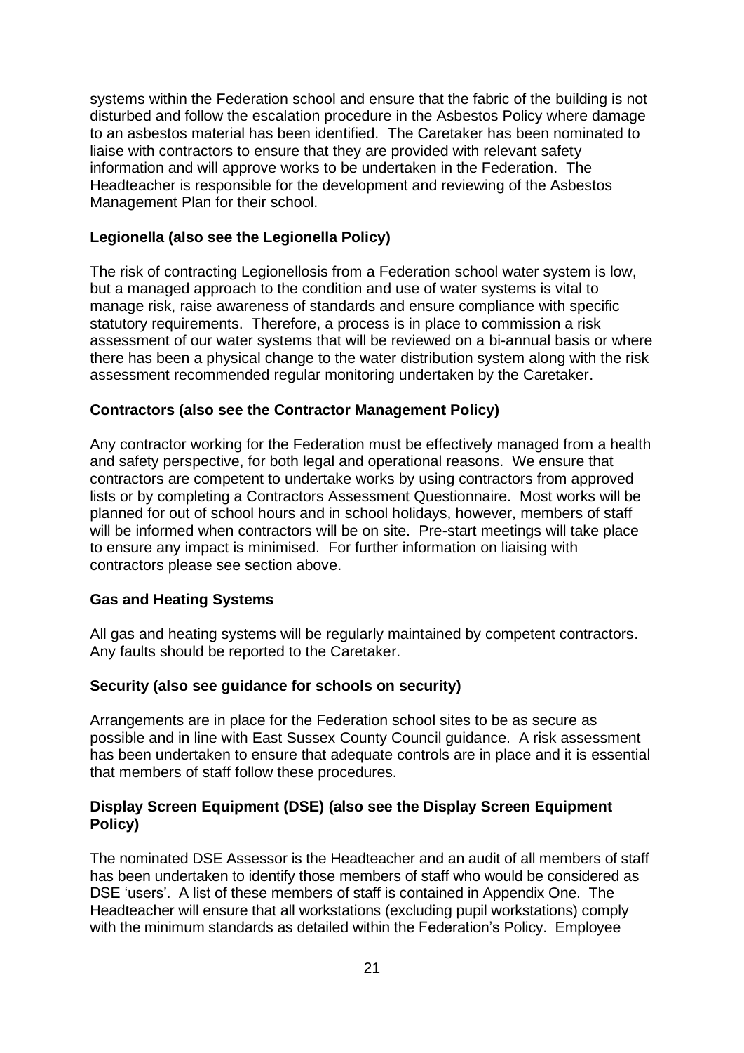systems within the Federation school and ensure that the fabric of the building is not disturbed and follow the escalation procedure in the Asbestos Policy where damage to an asbestos material has been identified. The Caretaker has been nominated to liaise with contractors to ensure that they are provided with relevant safety information and will approve works to be undertaken in the Federation. The Headteacher is responsible for the development and reviewing of the Asbestos Management Plan for their school.

**Legionella (also see the Legionella Policy)**

The risk of contracting Legionellosis from a Federation school water system is low, but a managed approach to the condition and use of water systems is vital to manage risk, raise awareness of standards and ensure compliance with specific statutory requirements. Therefore, a process is in place to commission a risk assessment of our water systems that will be reviewed on a bi-annual basis or where there has been a physical change to the water distribution system along with the risk assessment recommended regular monitoring undertaken by the Caretaker.

**Contractors (also see the Contractor Management Policy)**

Any contractor working for the Federation must be effectively managed from a health and safety perspective, for both legal and operational reasons. We ensure that contractors are competent to undertake works by using contractors from approved lists or by completing a Contractors Assessment Questionnaire. Most works will be planned for out of school hours and in school holidays, however, members of staff will be informed when contractors will be on site. Pre-start meetings will take place to ensure any impact is minimised. For further information on liaising with contractors please see section above.

**Gas and Heating Systems**

All gas and heating systems will be regularly maintained by competent contractors. Any faults should be reported to the Caretaker.

**Security (also see guidance for schools on security)**

Arrangements are in place for the Federation school sites to be as secure as possible and in line with East Sussex County Council guidance. A risk assessment has been undertaken to ensure that adequate controls are in place and it is essential that members of staff follow these procedures.

**Display Screen Equipment (DSE) (also see the Display Screen Equipment Policy)**

The nominated DSE Assessor is the Headteacher and an audit of all members of staff has been undertaken to identify those members of staff who would be considered as DSE 'users'. A list of these members of staff is contained in Appendix One. The Headteacher will ensure that all workstations (excluding pupil workstations) comply with the minimum standards as detailed within the Federation's Policy. Employee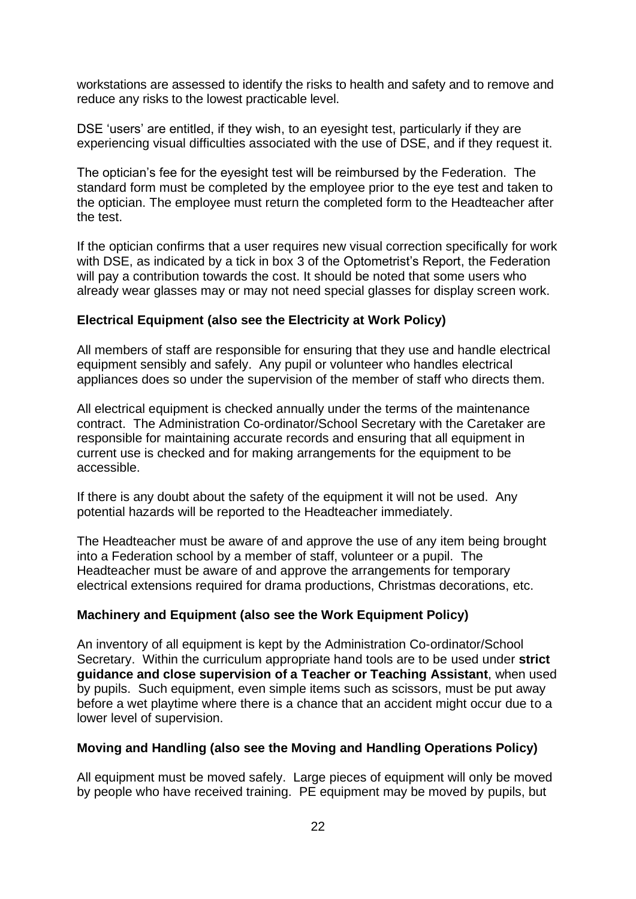workstations are assessed to identify the risks to health and safety and to remove and reduce any risks to the lowest practicable level.

DSE 'users' are entitled, if they wish, to an eyesight test, particularly if they are experiencing visual difficulties associated with the use of DSE, and if they request it.

The optician's fee for the eyesight test will be reimbursed by the Federation. The standard form must be completed by the employee prior to the eye test and taken to the optician. The employee must return the completed form to the Headteacher after the test.

If the optician confirms that a user requires new visual correction specifically for work with DSE, as indicated by a tick in box 3 of the Optometrist's Report, the Federation will pay a contribution towards the cost. It should be noted that some users who already wear glasses may or may not need special glasses for display screen work.

**Electrical Equipment (also see the Electricity at Work Policy)**

All members of staff are responsible for ensuring that they use and handle electrical equipment sensibly and safely. Any pupil or volunteer who handles electrical appliances does so under the supervision of the member of staff who directs them.

All electrical equipment is checked annually under the terms of the maintenance contract. The Administration Co-ordinator/School Secretary with the Caretaker are responsible for maintaining accurate records and ensuring that all equipment in current use is checked and for making arrangements for the equipment to be accessible.

If there is any doubt about the safety of the equipment it will not be used. Any potential hazards will be reported to the Headteacher immediately.

The Headteacher must be aware of and approve the use of any item being brought into a Federation school by a member of staff, volunteer or a pupil. The Headteacher must be aware of and approve the arrangements for temporary electrical extensions required for drama productions, Christmas decorations, etc.

**Machinery and Equipment (also see the Work Equipment Policy)**

An inventory of all equipment is kept by the Administration Co-ordinator/School Secretary. Within the curriculum appropriate hand tools are to be used under **strict guidance and close supervision of a Teacher or Teaching Assistant**, when used by pupils. Such equipment, even simple items such as scissors, must be put away before a wet playtime where there is a chance that an accident might occur due to a lower level of supervision.

**Moving and Handling (also see the Moving and Handling Operations Policy)**

All equipment must be moved safely. Large pieces of equipment will only be moved by people who have received training. PE equipment may be moved by pupils, but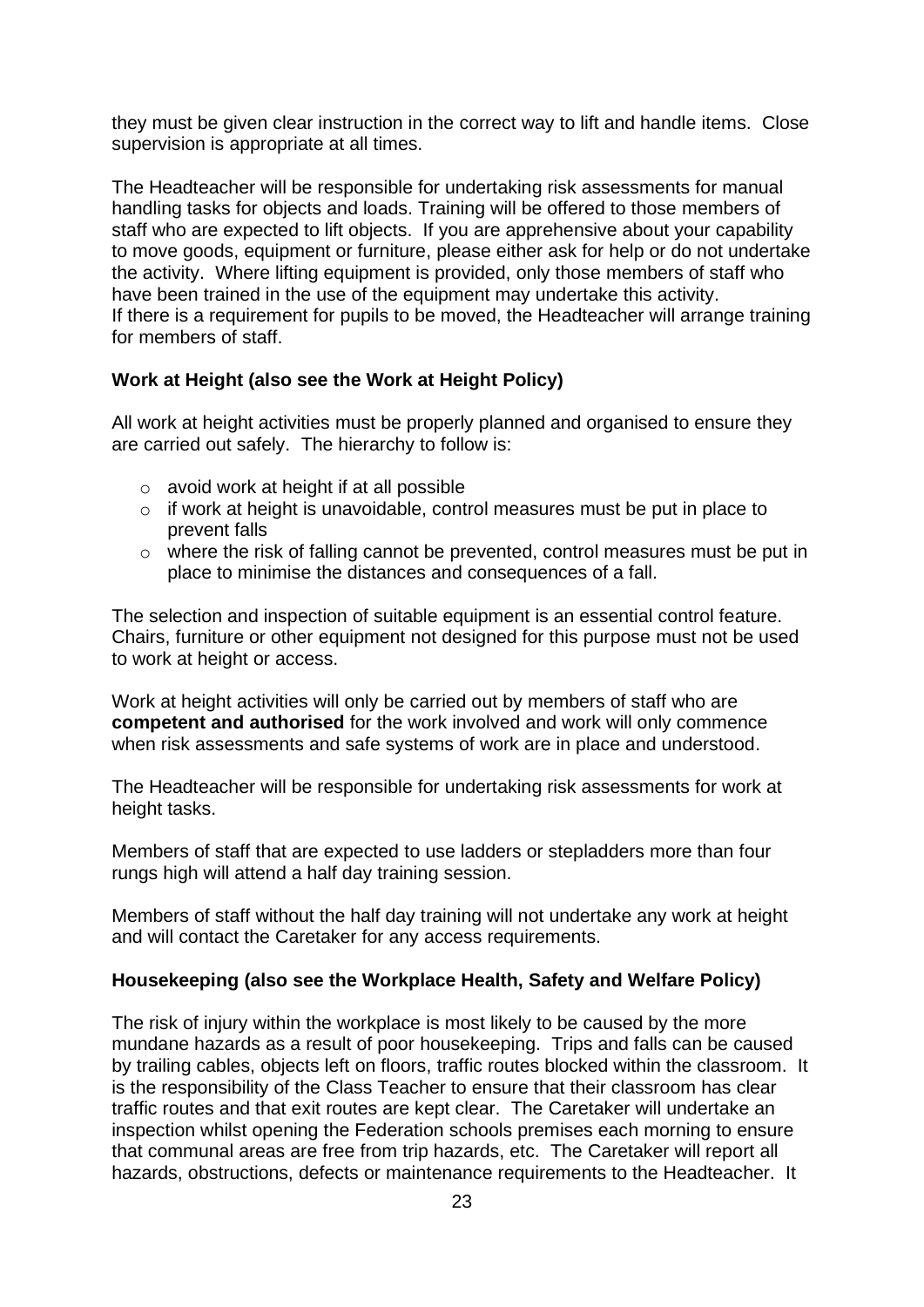they must be given clear instruction in the correct way to lift and handle items. Close supervision is appropriate at all times.

The Headteacher will be responsible for undertaking risk assessments for manual handling tasks for objects and loads. Training will be offered to those members of staff who are expected to lift objects. If you are apprehensive about your capability to move goods, equipment or furniture, please either ask for help or do not undertake the activity. Where lifting equipment is provided, only those members of staff who have been trained in the use of the equipment may undertake this activity.
If there is a requirement for pupils to be moved, the Headteacher will arrange training for members of staff.

**Work at Height (also see the Work at Height Policy)**

All work at height activities must be properly planned and organised to ensure they are carried out safely. The hierarchy to follow is:

- avoid work at height if at all possible
- if work at height is unavoidable, control measures must be put in place to prevent falls
- where the risk of falling cannot be prevented, control measures must be put in place to minimise the distances and consequences of a fall.

The selection and inspection of suitable equipment is an essential control feature. Chairs, furniture or other equipment not designed for this purpose must not be used to work at height or access.

Work at height activities will only be carried out by members of staff who are **competent and authorised** for the work involved and work will only commence when risk assessments and safe systems of work are in place and understood.

The Headteacher will be responsible for undertaking risk assessments for work at height tasks.

Members of staff that are expected to use ladders or stepladders more than four rungs high will attend a half day training session.

Members of staff without the half day training will not undertake any work at height and will contact the Caretaker for any access requirements.

**Housekeeping (also see the Workplace Health, Safety and Welfare Policy)**

The risk of injury within the workplace is most likely to be caused by the more mundane hazards as a result of poor housekeeping. Trips and falls can be caused by trailing cables, objects left on floors, traffic routes blocked within the classroom. It is the responsibility of the Class Teacher to ensure that their classroom has clear traffic routes and that exit routes are kept clear. The Caretaker will undertake an inspection whilst opening the Federation schools premises each morning to ensure that communal areas are free from trip hazards, etc. The Caretaker will report all hazards, obstructions, defects or maintenance requirements to the Headteacher. It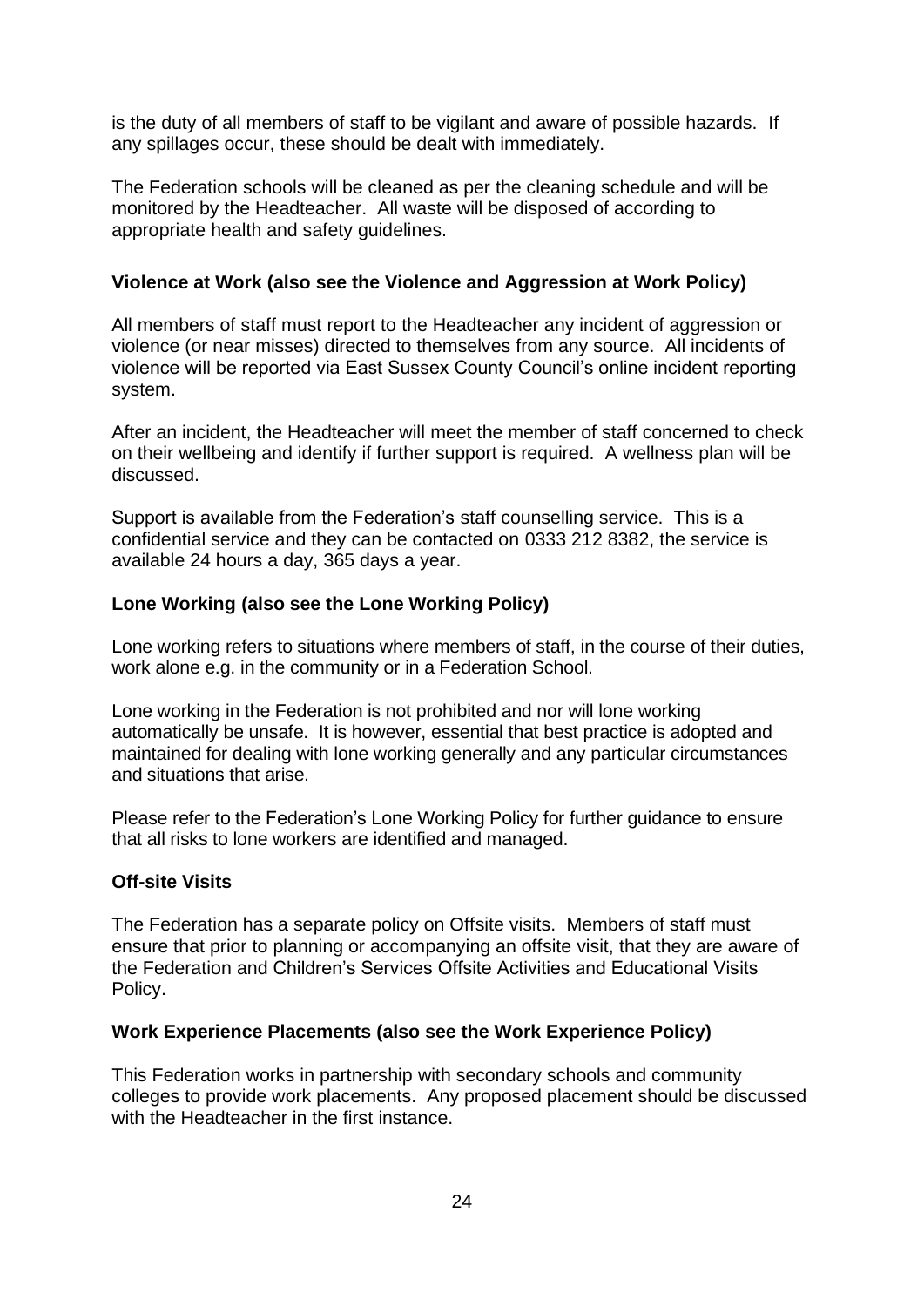is the duty of all members of staff to be vigilant and aware of possible hazards. If any spillages occur, these should be dealt with immediately.

The Federation schools will be cleaned as per the cleaning schedule and will be monitored by the Headteacher. All waste will be disposed of according to appropriate health and safety guidelines.

**Violence at Work (also see the Violence and Aggression at Work Policy)**

All members of staff must report to the Headteacher any incident of aggression or violence (or near misses) directed to themselves from any source. All incidents of violence will be reported via East Sussex County Council's online incident reporting system.

After an incident, the Headteacher will meet the member of staff concerned to check on their wellbeing and identify if further support is required. A wellness plan will be discussed.

Support is available from the Federation's staff counselling service. This is a confidential service and they can be contacted on 0333 212 8382, the service is available 24 hours a day, 365 days a year.

**Lone Working (also see the Lone Working Policy)**

Lone working refers to situations where members of staff, in the course of their duties, work alone e.g. in the community or in a Federation School.

Lone working in the Federation is not prohibited and nor will lone working automatically be unsafe. It is however, essential that best practice is adopted and maintained for dealing with lone working generally and any particular circumstances and situations that arise.

Please refer to the Federation's Lone Working Policy for further guidance to ensure that all risks to lone workers are identified and managed.

**Off-site Visits**

The Federation has a separate policy on Offsite visits. Members of staff must ensure that prior to planning or accompanying an offsite visit, that they are aware of the Federation and Children's Services Offsite Activities and Educational Visits Policy.

**Work Experience Placements (also see the Work Experience Policy)**

This Federation works in partnership with secondary schools and community colleges to provide work placements. Any proposed placement should be discussed with the Headteacher in the first instance.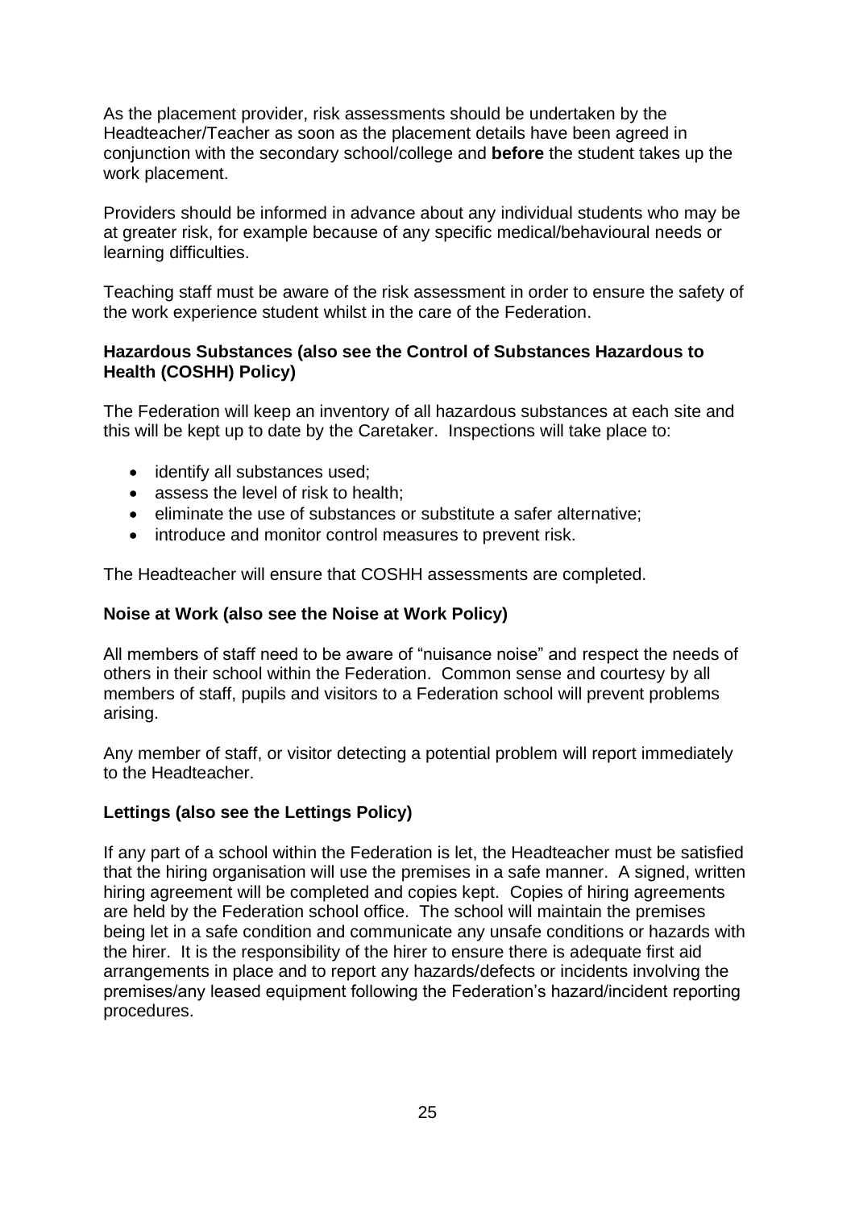As the placement provider, risk assessments should be undertaken by the Headteacher/Teacher as soon as the placement details have been agreed in conjunction with the secondary school/college and **before** the student takes up the work placement.

Providers should be informed in advance about any individual students who may be at greater risk, for example because of any specific medical/behavioural needs or learning difficulties.

Teaching staff must be aware of the risk assessment in order to ensure the safety of the work experience student whilst in the care of the Federation.

**Hazardous Substances (also see the Control of Substances Hazardous to Health (COSHH) Policy)**

The Federation will keep an inventory of all hazardous substances at each site and this will be kept up to date by the Caretaker. Inspections will take place to:

- identify all substances used;
- assess the level of risk to health;
- eliminate the use of substances or substitute a safer alternative;
- introduce and monitor control measures to prevent risk.

The Headteacher will ensure that COSHH assessments are completed.

**Noise at Work (also see the Noise at Work Policy)**

All members of staff need to be aware of "nuisance noise" and respect the needs of others in their school within the Federation. Common sense and courtesy by all members of staff, pupils and visitors to a Federation school will prevent problems arising.

Any member of staff, or visitor detecting a potential problem will report immediately to the Headteacher.

**Lettings (also see the Lettings Policy)**

If any part of a school within the Federation is let, the Headteacher must be satisfied that the hiring organisation will use the premises in a safe manner. A signed, written hiring agreement will be completed and copies kept. Copies of hiring agreements are held by the Federation school office. The school will maintain the premises being let in a safe condition and communicate any unsafe conditions or hazards with the hirer. It is the responsibility of the hirer to ensure there is adequate first aid arrangements in place and to report any hazards/defects or incidents involving the premises/any leased equipment following the Federation's hazard/incident reporting procedures.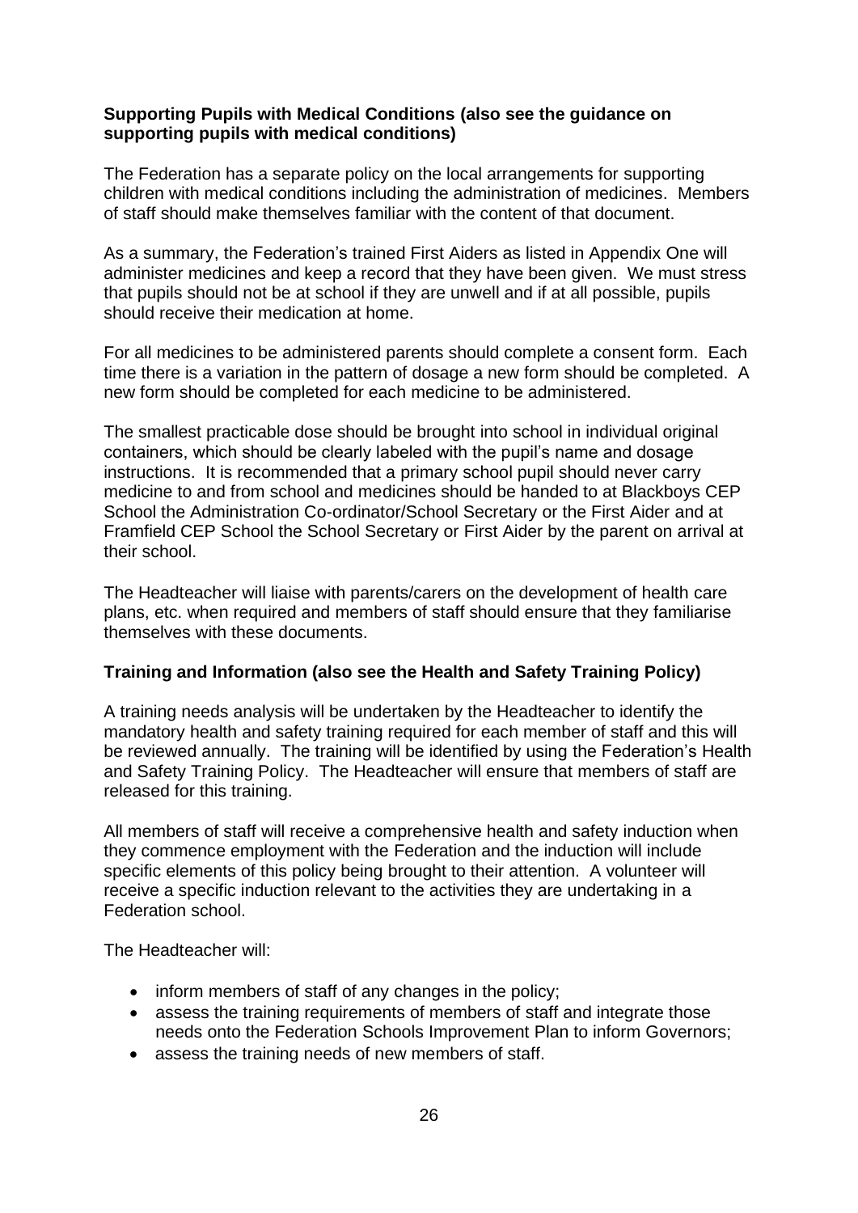**Supporting Pupils with Medical Conditions (also see the guidance on supporting pupils with medical conditions)**

The Federation has a separate policy on the local arrangements for supporting children with medical conditions including the administration of medicines. Members of staff should make themselves familiar with the content of that document.

As a summary, the Federation's trained First Aiders as listed in Appendix One will administer medicines and keep a record that they have been given. We must stress that pupils should not be at school if they are unwell and if at all possible, pupils should receive their medication at home.

For all medicines to be administered parents should complete a consent form. Each time there is a variation in the pattern of dosage a new form should be completed. A new form should be completed for each medicine to be administered.

The smallest practicable dose should be brought into school in individual original containers, which should be clearly labeled with the pupil's name and dosage instructions. It is recommended that a primary school pupil should never carry medicine to and from school and medicines should be handed to at Blackboys CEP School the Administration Co-ordinator/School Secretary or the First Aider and at Framfield CEP School the School Secretary or First Aider by the parent on arrival at their school.

The Headteacher will liaise with parents/carers on the development of health care plans, etc. when required and members of staff should ensure that they familiarise themselves with these documents.

**Training and Information (also see the Health and Safety Training Policy)**

A training needs analysis will be undertaken by the Headteacher to identify the mandatory health and safety training required for each member of staff and this will be reviewed annually. The training will be identified by using the Federation's Health and Safety Training Policy. The Headteacher will ensure that members of staff are released for this training.

All members of staff will receive a comprehensive health and safety induction when they commence employment with the Federation and the induction will include specific elements of this policy being brought to their attention. A volunteer will receive a specific induction relevant to the activities they are undertaking in a Federation school.

The Headteacher will:

- inform members of staff of any changes in the policy;
- assess the training requirements of members of staff and integrate those needs onto the Federation Schools Improvement Plan to inform Governors;
- assess the training needs of new members of staff.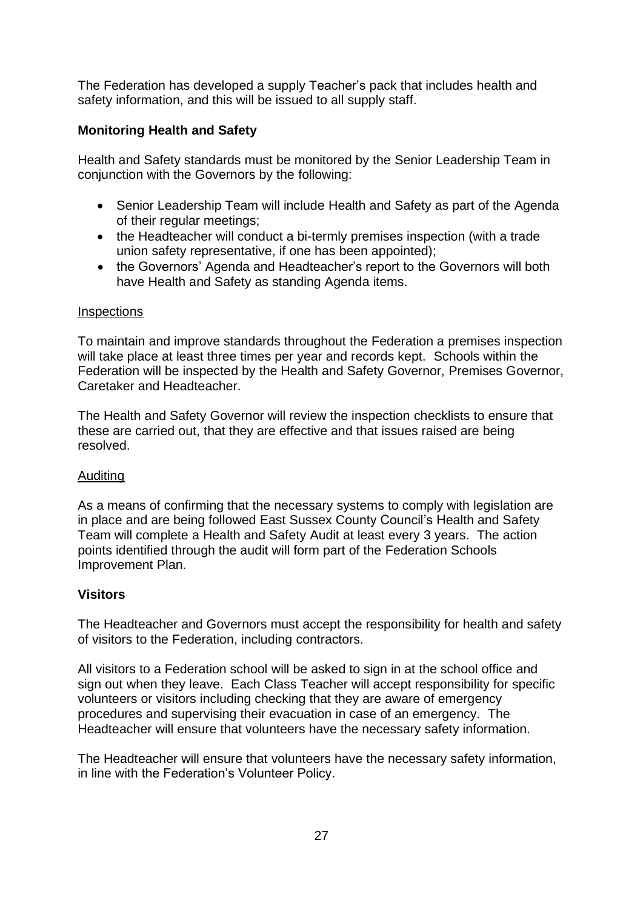The Federation has developed a supply Teacher's pack that includes health and safety information, and this will be issued to all supply staff.

**Monitoring Health and Safety**

Health and Safety standards must be monitored by the Senior Leadership Team in conjunction with the Governors by the following:

- Senior Leadership Team will include Health and Safety as part of the Agenda of their regular meetings;
- the Headteacher will conduct a bi-termly premises inspection (with a trade union safety representative, if one has been appointed);
- the Governors' Agenda and Headteacher's report to the Governors will both have Health and Safety as standing Agenda items.

<u>Inspections</u>

To maintain and improve standards throughout the Federation a premises inspection will take place at least three times per year and records kept. Schools within the Federation will be inspected by the Health and Safety Governor, Premises Governor, Caretaker and Headteacher.

The Health and Safety Governor will review the inspection checklists to ensure that these are carried out, that they are effective and that issues raised are being resolved.

<u>Auditing</u>

As a means of confirming that the necessary systems to comply with legislation are in place and are being followed East Sussex County Council's Health and Safety Team will complete a Health and Safety Audit at least every 3 years. The action points identified through the audit will form part of the Federation Schools Improvement Plan.

**Visitors**

The Headteacher and Governors must accept the responsibility for health and safety of visitors to the Federation, including contractors.

All visitors to a Federation school will be asked to sign in at the school office and sign out when they leave. Each Class Teacher will accept responsibility for specific volunteers or visitors including checking that they are aware of emergency procedures and supervising their evacuation in case of an emergency. The Headteacher will ensure that volunteers have the necessary safety information.

The Headteacher will ensure that volunteers have the necessary safety information, in line with the Federation's Volunteer Policy.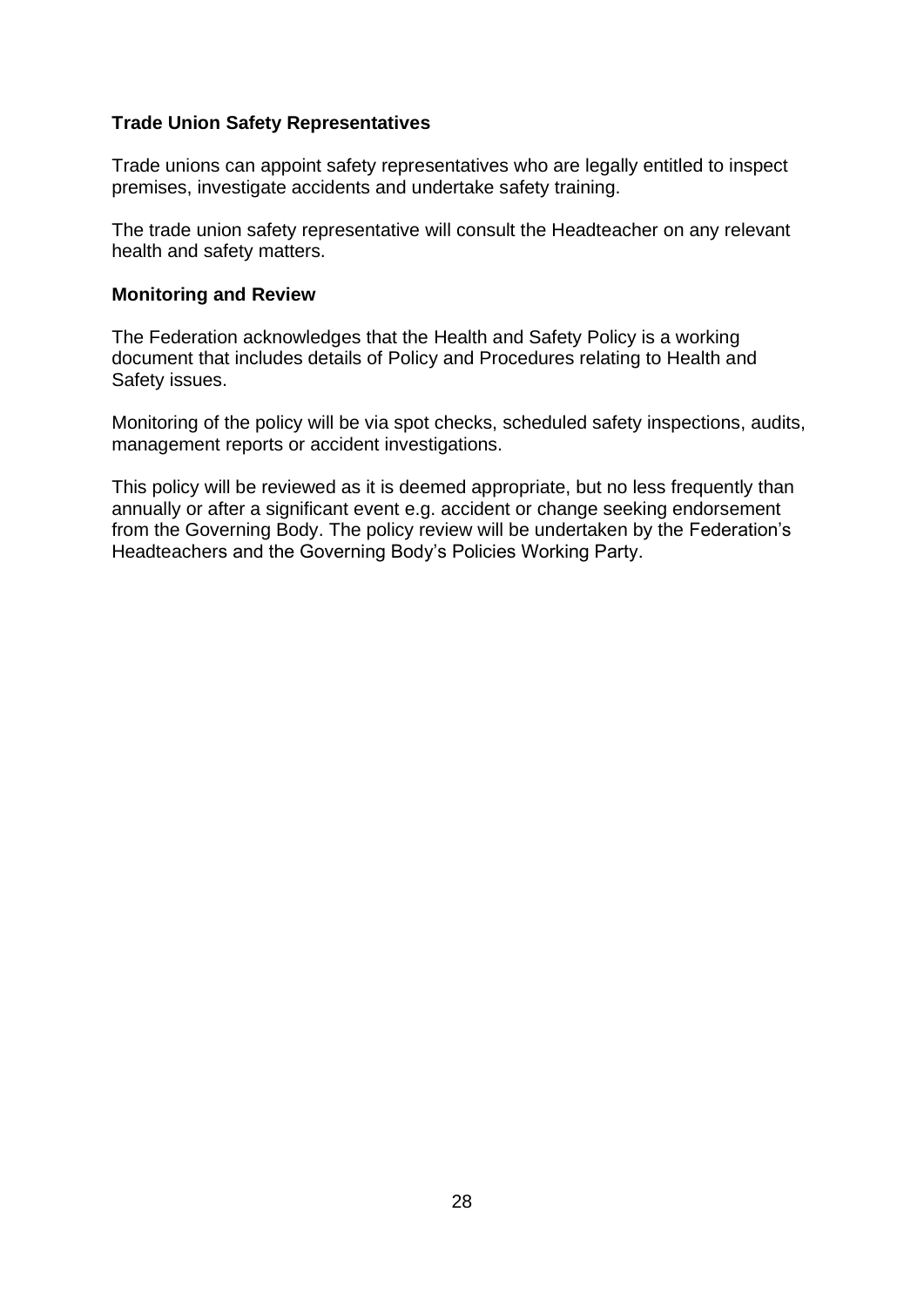**Trade Union Safety Representatives**

Trade unions can appoint safety representatives who are legally entitled to inspect premises, investigate accidents and undertake safety training.

The trade union safety representative will consult the Headteacher on any relevant health and safety matters.

**Monitoring and Review**

The Federation acknowledges that the Health and Safety Policy is a working document that includes details of Policy and Procedures relating to Health and Safety issues.

Monitoring of the policy will be via spot checks, scheduled safety inspections, audits, management reports or accident investigations.

This policy will be reviewed as it is deemed appropriate, but no less frequently than annually or after a significant event e.g. accident or change seeking endorsement from the Governing Body. The policy review will be undertaken by the Federation's Headteachers and the Governing Body's Policies Working Party.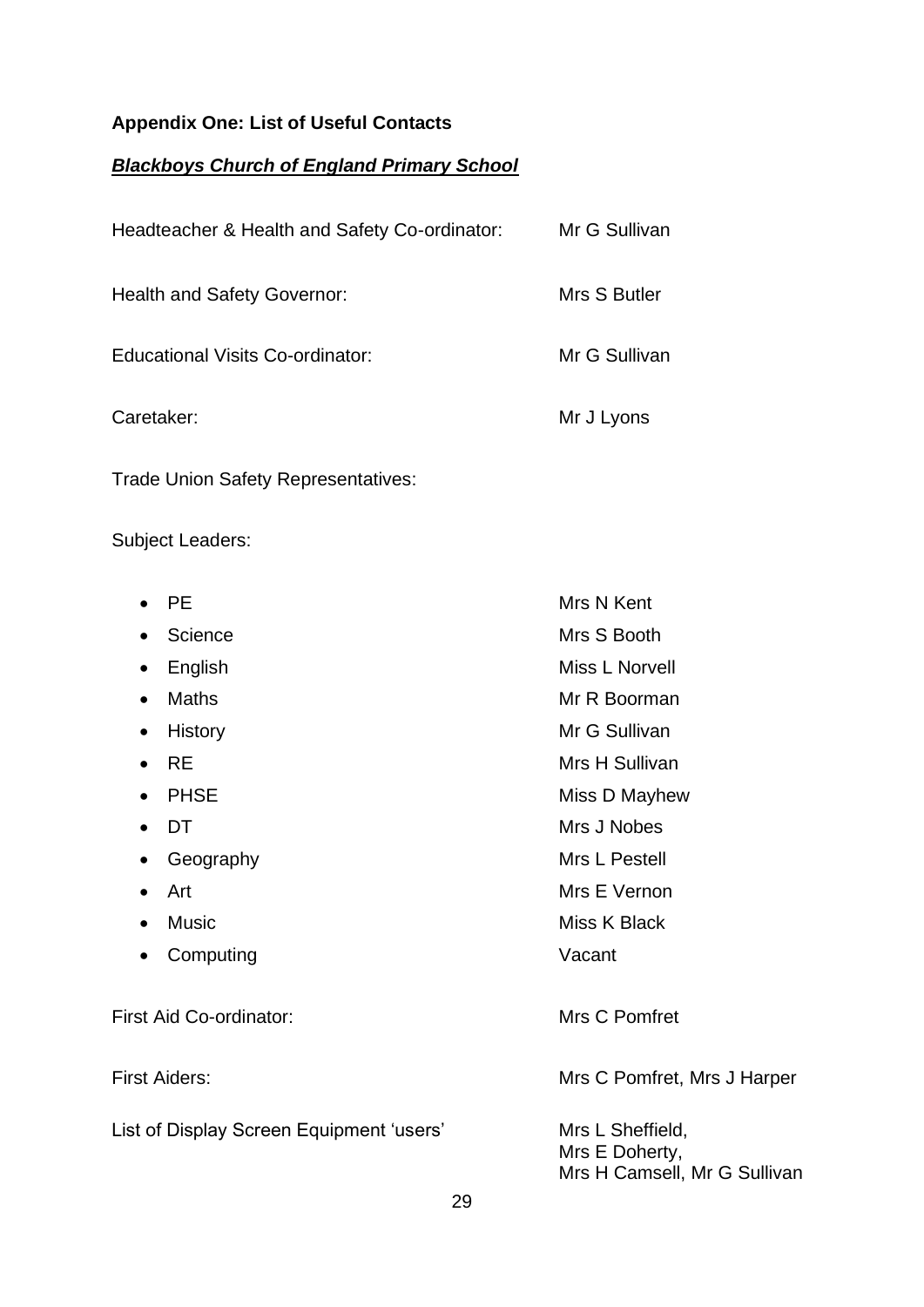**Appendix One: List of Useful Contacts**

***Blackboys Church of England Primary School***

Headteacher & Health and Safety Co-ordinator: Mr G Sullivan

Health and Safety Governor: Mrs S Butler

Educational Visits Co-ordinator: Mr G Sullivan

Caretaker: Mr J Lyons

Trade Union Safety Representatives:

Subject Leaders:

- PE — Mrs N Kent
- Science — Mrs S Booth
- English — Miss L Norvell
- Maths — Mr R Boorman
- History — Mr G Sullivan
- RE — Mrs H Sullivan
- PHSE — Miss D Mayhew
- DT — Mrs J Nobes
- Geography — Mrs L Pestell
- Art — Mrs E Vernon
- Music — Miss K Black
- Computing — Vacant

First Aid Co-ordinator: Mrs C Pomfret

First Aiders: Mrs C Pomfret, Mrs J Harper

List of Display Screen Equipment 'users' Mrs L Sheffield, Mrs E Doherty, Mrs H Camsell, Mr G Sullivan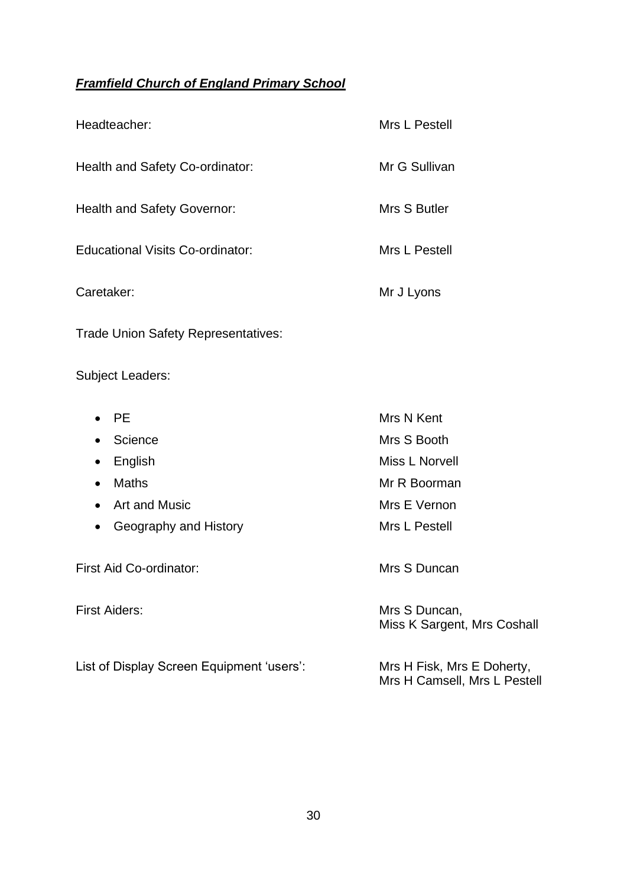***Framfield Church of England Primary School***

| | |
|---|---|
| Headteacher: | Mrs L Pestell |
| Health and Safety Co-ordinator: | Mr G Sullivan |
| Health and Safety Governor: | Mrs S Butler |
| Educational Visits Co-ordinator: | Mrs L Pestell |
| Caretaker: | Mr J Lyons |
| Trade Union Safety Representatives: | |
| Subject Leaders: | |
| • PE | Mrs N Kent |
| • Science | Mrs S Booth |
| • English | Miss L Norvell |
| • Maths | Mr R Boorman |
| • Art and Music | Mrs E Vernon |
| • Geography and History | Mrs L Pestell |
| First Aid Co-ordinator: | Mrs S Duncan |
| First Aiders: | Mrs S Duncan, Miss K Sargent, Mrs Coshall |
| List of Display Screen Equipment 'users': | Mrs H Fisk, Mrs E Doherty, Mrs H Camsell, Mrs L Pestell |